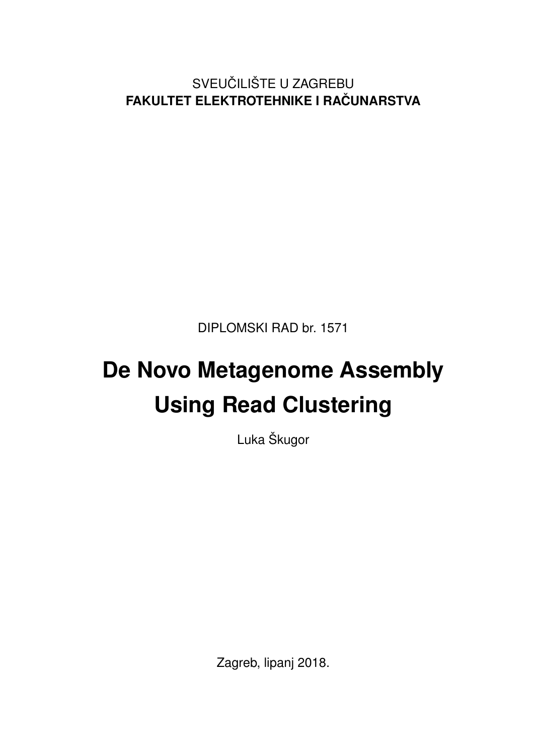SVEUČILIŠTE U ZAGREBU
**FAKULTET ELEKTROTEHNIKE I RAČUNARSTVA**

DIPLOMSKI RAD br. 1571

# De Novo Metagenome Assembly Using Read Clustering

Luka Škugor

Zagreb, lipanj 2018.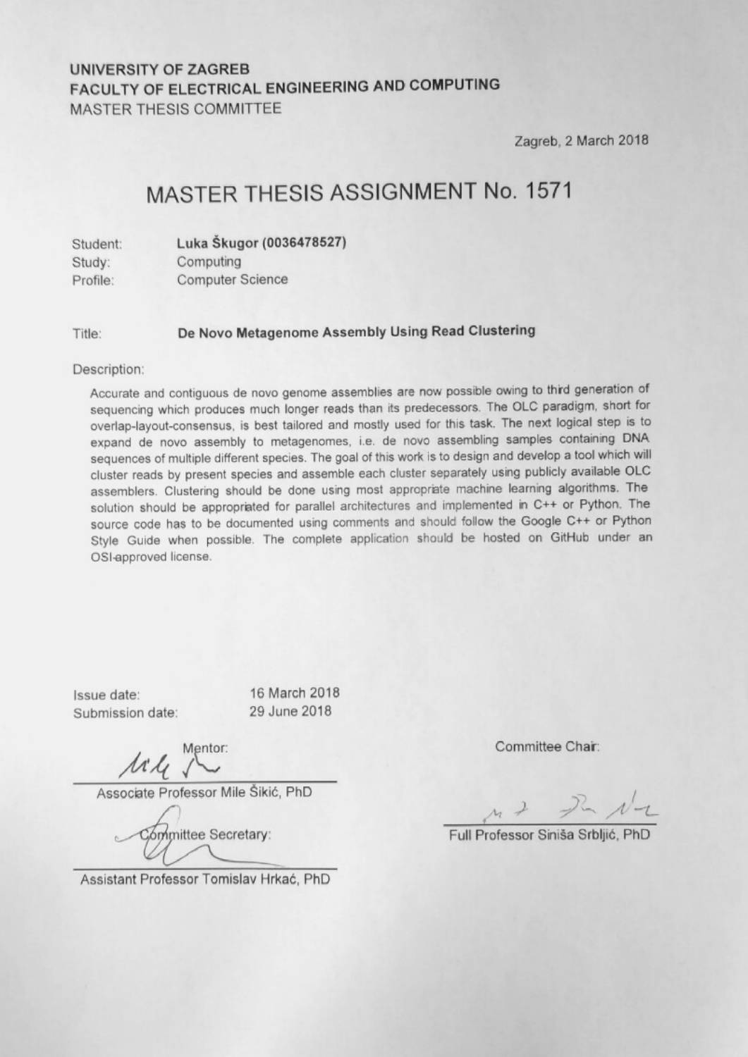**UNIVERSITY OF ZAGREB**
**FACULTY OF ELECTRICAL ENGINEERING AND COMPUTING**
MASTER THESIS COMMITTEE

Zagreb, 2 March 2018

# MASTER THESIS ASSIGNMENT No. 1571

Student: **Luka Škugor (0036478527)**
Study: Computing
Profile: Computer Science

Title: **De Novo Metagenome Assembly Using Read Clustering**

Description:

Accurate and contiguous de novo genome assemblies are now possible owing to third generation of sequencing which produces much longer reads than its predecessors. The OLC paradigm, short for overlap-layout-consensus, is best tailored and mostly used for this task. The next logical step is to expand de novo assembly to metagenomes, i.e. de novo assembling samples containing DNA sequences of multiple different species. The goal of this work is to design and develop a tool which will cluster reads by present species and assemble each cluster separately using publicly available OLC assemblers. Clustering should be done using most appropriate machine learning algorithms. The solution should be appropriated for parallel architectures and implemented in C++ or Python. The source code has to be documented using comments and should follow the Google C++ or Python Style Guide when possible. The complete application should be hosted on GitHub under an OSI-approved license.

Issue date: 16 March 2018
Submission date: 29 June 2018

Mentor:

Associate Professor Mile Šikić, PhD

Committee Secretary:

Assistant Professor Tomislav Hrkać, PhD

Committee Chair:

Full Professor Siniša Srbljić, PhD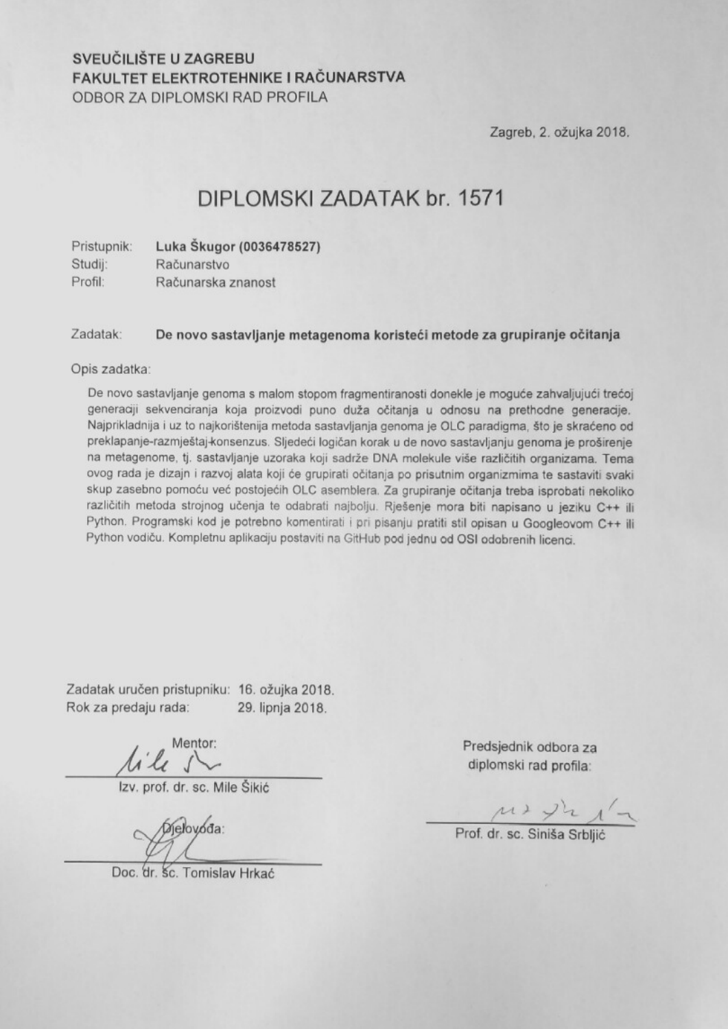**SVEUČILIŠTE U ZAGREBU**
**FAKULTET ELEKTROTEHNIKE I RAČUNARSTVA**
ODBOR ZA DIPLOMSKI RAD PROFILA

Zagreb, 2. ožujka 2018.

# DIPLOMSKI ZADATAK br. 1571

Pristupnik: **Luka Škugor (0036478527)**
Studij: Računarstvo
Profil: Računarska znanost

Zadatak: **De novo sastavljanje metagenoma koristeći metode za grupiranje očitanja**

Opis zadatka:

De novo sastavljanje genoma s malom stopom fragmentiranosti donekle je moguće zahvaljujući trećoj generaciji sekvenciranja koja proizvodi puno duža očitanja u odnosu na prethodne generacije. Najprikladnija i uz to najkorištenija metoda sastavljanja genoma je OLC paradigma, što je skraćeno od preklapanje-razmještaj-konsenzus. Sljedeći logičan korak u de novo sastavljanju genoma je proširenje na metagenome, tj. sastavljanje uzoraka koji sadrže DNA molekule više različitih organizama. Tema ovog rada je dizajn i razvoj alata koji će grupirati očitanja po prisutnim organizmima te sastaviti svaki skup zasebno pomoću već postojećih OLC asemblera. Za grupiranje očitanja treba isprobati nekoliko različitih metoda strojnog učenja te odabrati najbolju. Rješenje mora biti napisano u jeziku C++ ili Python. Programski kod je potrebno komentirati i pri pisanju pratiti stil opisan u Googleovom C++ ili Python vodiču. Kompletnu aplikaciju postaviti na GitHub pod jednu od OSI odobrenih licenci.

Zadatak uručen pristupniku: 16. ožujka 2018.
Rok za predaju rada: 29. lipnja 2018.

Mentor:

Izv. prof. dr. sc. Mile Šikić

Djelovođa:

Doc. dr. sc. Tomislav Hrkać

Predsjednik odbora za diplomski rad profila:

Prof. dr. sc. Siniša Srbljić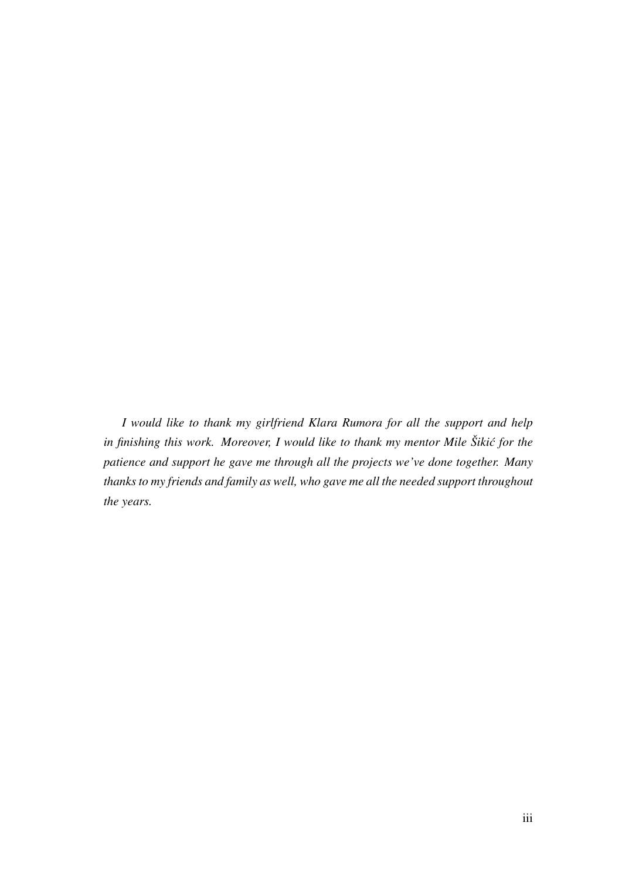*I would like to thank my girlfriend Klara Rumora for all the support and help in finishing this work. Moreover, I would like to thank my mentor Mile Šikić for the patience and support he gave me through all the projects we've done together. Many thanks to my friends and family as well, who gave me all the needed support throughout the years.*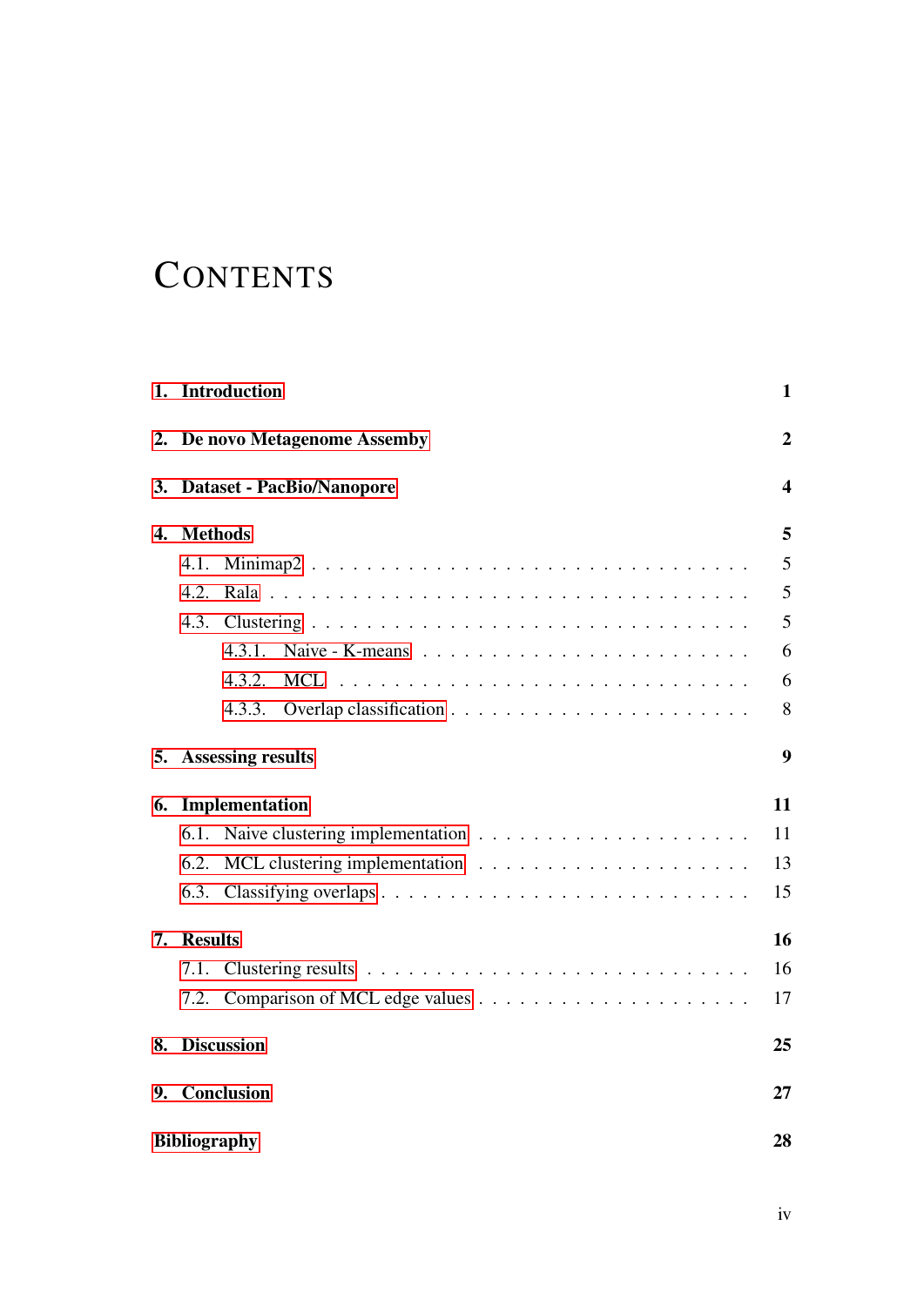# CONTENTS

**1. Introduction** **1**

**2. De novo Metagenome Assemby** **2**

**3. Dataset - PacBio/Nanopore** **4**

**4. Methods** **5**

- 4.1. Minimap2 . . . . . . . . . . . . . . . . . . . . . . . . . . . . . 5
- 4.2. Rala . . . . . . . . . . . . . . . . . . . . . . . . . . . . . . . . 5
- 4.3. Clustering . . . . . . . . . . . . . . . . . . . . . . . . . . . . . 5
  - 4.3.1. Naive - K-means . . . . . . . . . . . . . . . . . . . . . . 6
  - 4.3.2. MCL . . . . . . . . . . . . . . . . . . . . . . . . . . . . 6
  - 4.3.3. Overlap classification . . . . . . . . . . . . . . . . . . . . 8

**5. Assessing results** **9**

**6. Implementation** **11**

- 6.1. Naive clustering implementation . . . . . . . . . . . . . . . . . . . 11
- 6.2. MCL clustering implementation . . . . . . . . . . . . . . . . . . . 13
- 6.3. Classifying overlaps . . . . . . . . . . . . . . . . . . . . . . . . . 15

**7. Results** **16**

- 7.1. Clustering results . . . . . . . . . . . . . . . . . . . . . . . . . . 16
- 7.2. Comparison of MCL edge values . . . . . . . . . . . . . . . . . . . 17

**8. Discussion** **25**

**9. Conclusion** **27**

**Bibliography** **28**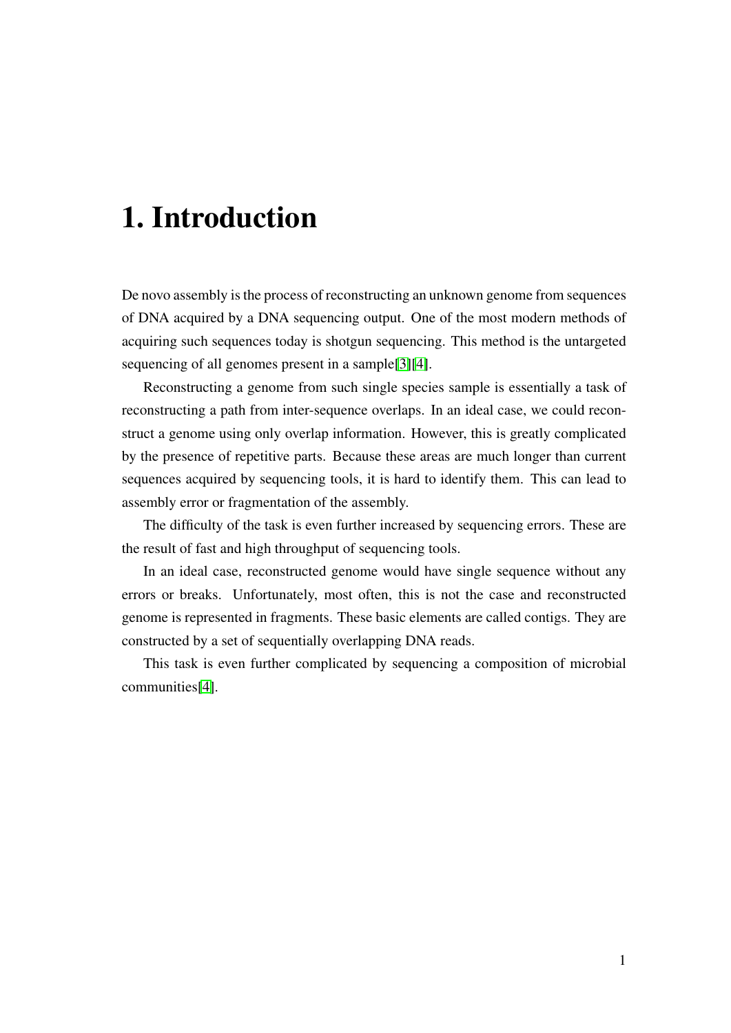# 1. Introduction

De novo assembly is the process of reconstructing an unknown genome from sequences of DNA acquired by a DNA sequencing output. One of the most modern methods of acquiring such sequences today is shotgun sequencing. This method is the untargeted sequencing of all genomes present in a sample[3][4].

Reconstructing a genome from such single species sample is essentially a task of reconstructing a path from inter-sequence overlaps. In an ideal case, we could reconstruct a genome using only overlap information. However, this is greatly complicated by the presence of repetitive parts. Because these areas are much longer than current sequences acquired by sequencing tools, it is hard to identify them. This can lead to assembly error or fragmentation of the assembly.

The difficulty of the task is even further increased by sequencing errors. These are the result of fast and high throughput of sequencing tools.

In an ideal case, reconstructed genome would have single sequence without any errors or breaks. Unfortunately, most often, this is not the case and reconstructed genome is represented in fragments. These basic elements are called contigs. They are constructed by a set of sequentially overlapping DNA reads.

This task is even further complicated by sequencing a composition of microbial communities[4].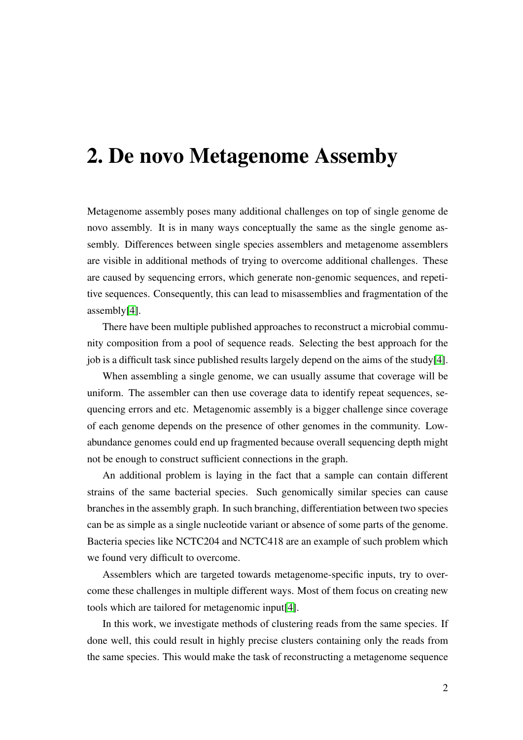# 2. De novo Metagenome Assemby

Metagenome assembly poses many additional challenges on top of single genome de novo assembly. It is in many ways conceptually the same as the single genome assembly. Differences between single species assemblers and metagenome assemblers are visible in additional methods of trying to overcome additional challenges. These are caused by sequencing errors, which generate non-genomic sequences, and repetitive sequences. Consequently, this can lead to misassemblies and fragmentation of the assembly[4].

There have been multiple published approaches to reconstruct a microbial community composition from a pool of sequence reads. Selecting the best approach for the job is a difficult task since published results largely depend on the aims of the study[4].

When assembling a single genome, we can usually assume that coverage will be uniform. The assembler can then use coverage data to identify repeat sequences, sequencing errors and etc. Metagenomic assembly is a bigger challenge since coverage of each genome depends on the presence of other genomes in the community. Low-abundance genomes could end up fragmented because overall sequencing depth might not be enough to construct sufficient connections in the graph.

An additional problem is laying in the fact that a sample can contain different strains of the same bacterial species. Such genomically similar species can cause branches in the assembly graph. In such branching, differentiation between two species can be as simple as a single nucleotide variant or absence of some parts of the genome. Bacteria species like NCTC204 and NCTC418 are an example of such problem which we found very difficult to overcome.

Assemblers which are targeted towards metagenome-specific inputs, try to overcome these challenges in multiple different ways. Most of them focus on creating new tools which are tailored for metagenomic input[4].

In this work, we investigate methods of clustering reads from the same species. If done well, this could result in highly precise clusters containing only the reads from the same species. This would make the task of reconstructing a metagenome sequence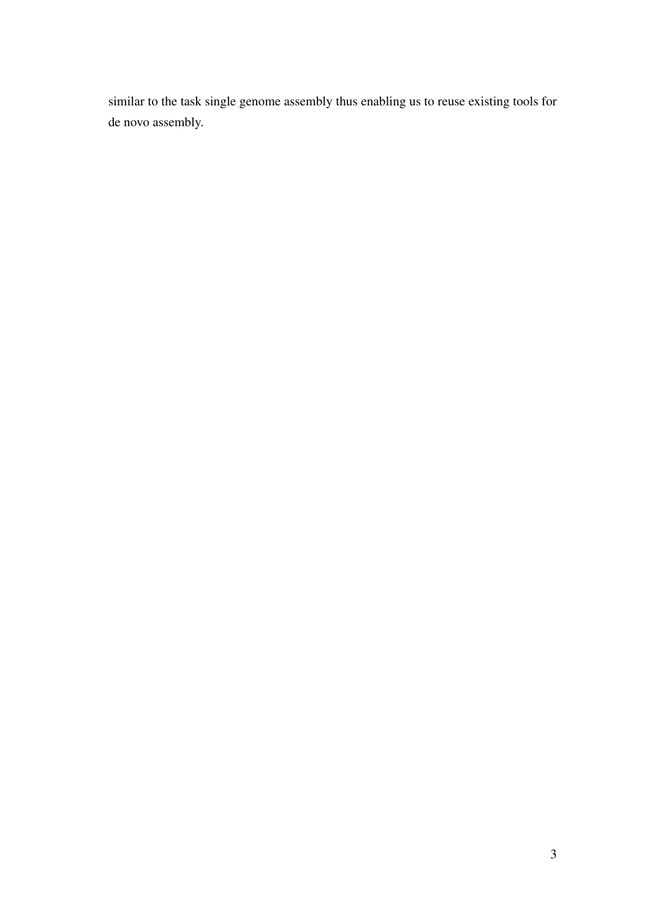similar to the task single genome assembly thus enabling us to reuse existing tools for de novo assembly.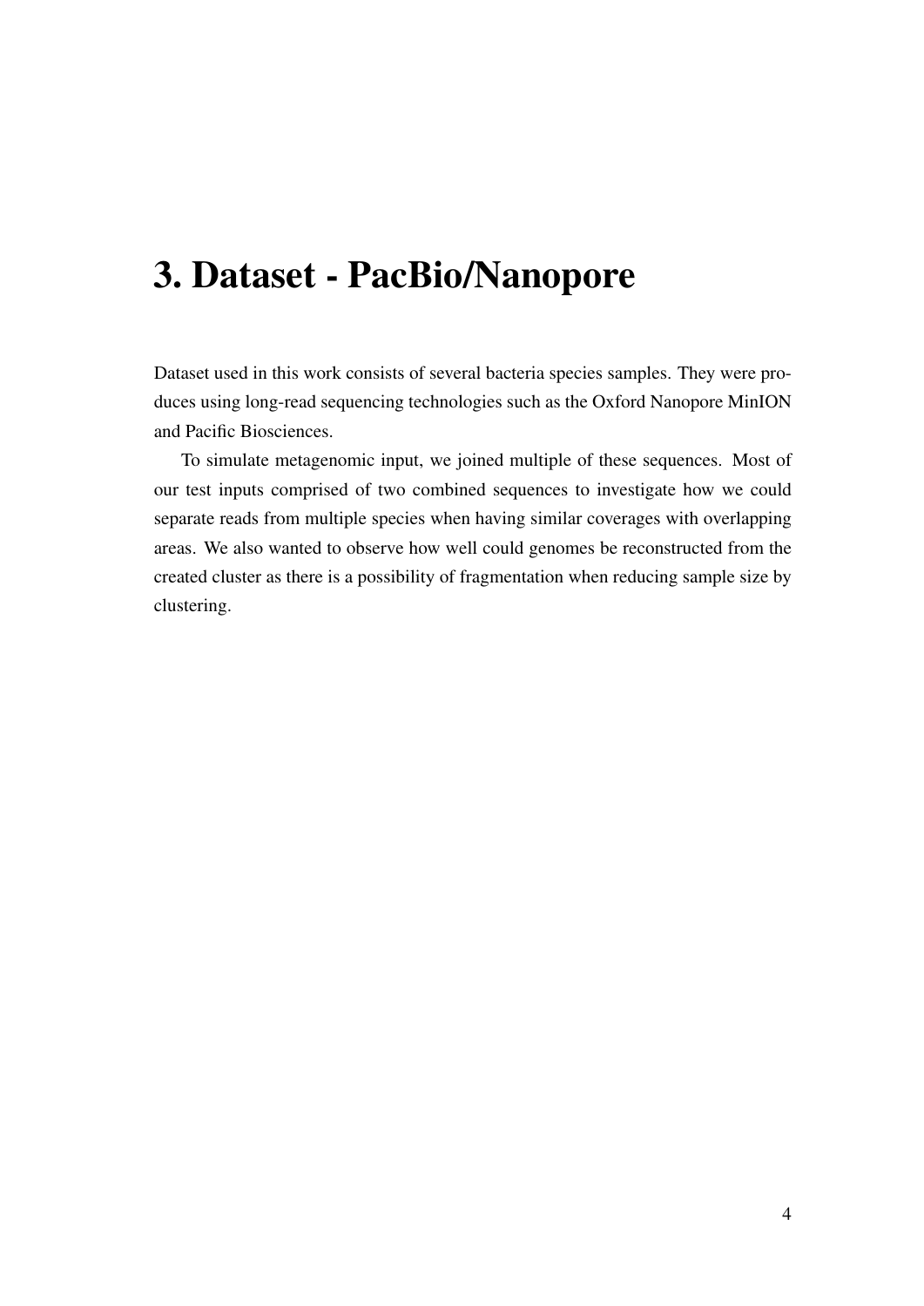# 3. Dataset - PacBio/Nanopore

Dataset used in this work consists of several bacteria species samples. They were produces using long-read sequencing technologies such as the Oxford Nanopore MinION and Pacific Biosciences.

To simulate metagenomic input, we joined multiple of these sequences. Most of our test inputs comprised of two combined sequences to investigate how we could separate reads from multiple species when having similar coverages with overlapping areas. We also wanted to observe how well could genomes be reconstructed from the created cluster as there is a possibility of fragmentation when reducing sample size by clustering.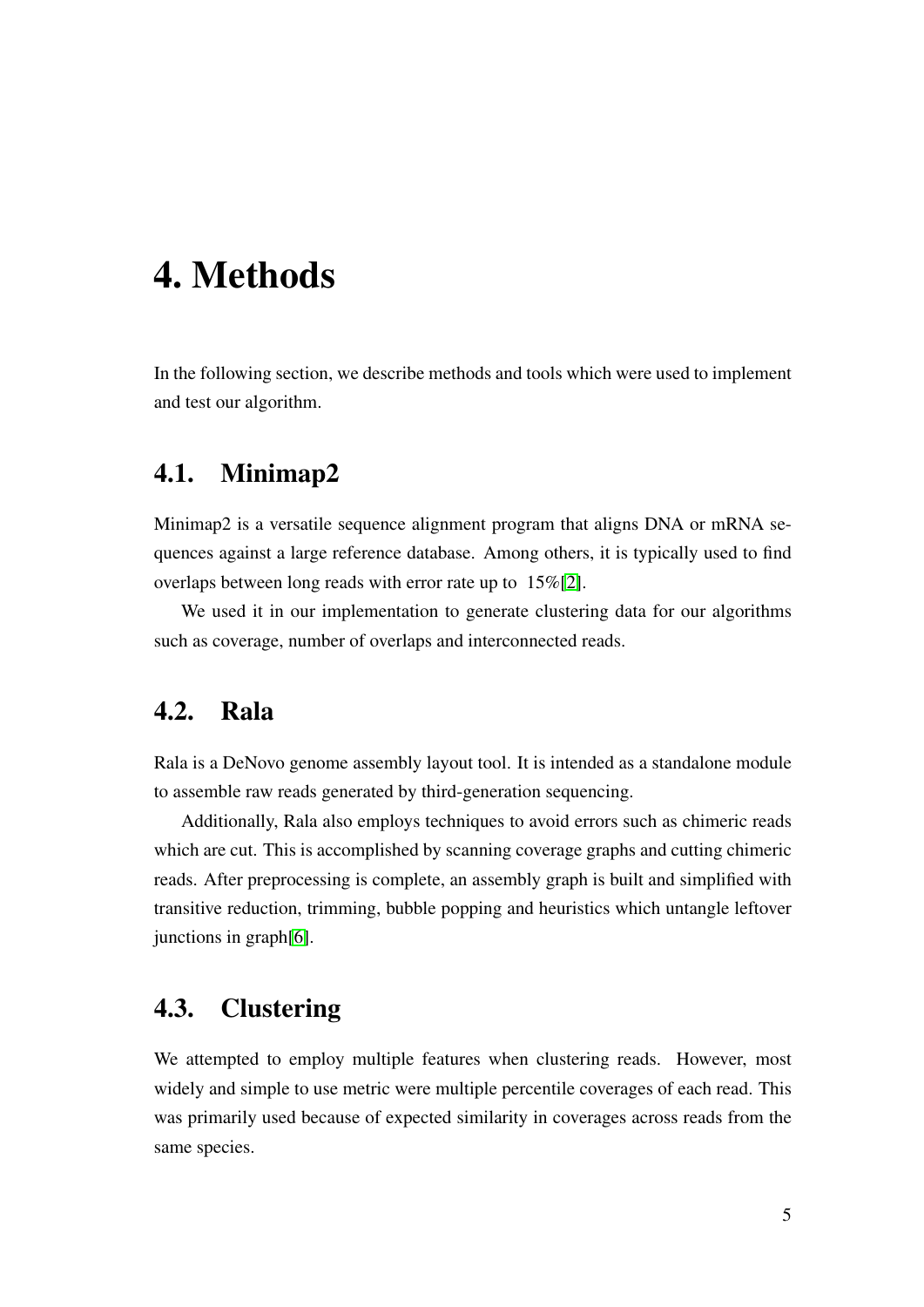# 4. Methods

In the following section, we describe methods and tools which were used to implement and test our algorithm.

## 4.1. Minimap2

Minimap2 is a versatile sequence alignment program that aligns DNA or mRNA sequences against a large reference database. Among others, it is typically used to find overlaps between long reads with error rate up to 15%[2].

We used it in our implementation to generate clustering data for our algorithms such as coverage, number of overlaps and interconnected reads.

## 4.2. Rala

Rala is a DeNovo genome assembly layout tool. It is intended as a standalone module to assemble raw reads generated by third-generation sequencing.

Additionally, Rala also employs techniques to avoid errors such as chimeric reads which are cut. This is accomplished by scanning coverage graphs and cutting chimeric reads. After preprocessing is complete, an assembly graph is built and simplified with transitive reduction, trimming, bubble popping and heuristics which untangle leftover junctions in graph[6].

## 4.3. Clustering

We attempted to employ multiple features when clustering reads. However, most widely and simple to use metric were multiple percentile coverages of each read. This was primarily used because of expected similarity in coverages across reads from the same species.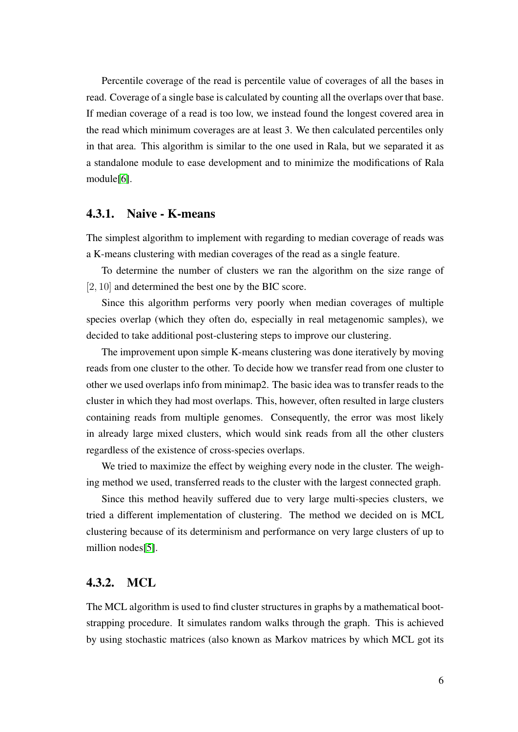Percentile coverage of the read is percentile value of coverages of all the bases in read. Coverage of a single base is calculated by counting all the overlaps over that base. If median coverage of a read is too low, we instead found the longest covered area in the read which minimum coverages are at least 3. We then calculated percentiles only in that area. This algorithm is similar to the one used in Rala, but we separated it as a standalone module to ease development and to minimize the modifications of Rala module[6].

### 4.3.1. Naive - K-means

The simplest algorithm to implement with regarding to median coverage of reads was a K-means clustering with median coverages of the read as a single feature.

To determine the number of clusters we ran the algorithm on the size range of $[2, 10]$ and determined the best one by the BIC score.

Since this algorithm performs very poorly when median coverages of multiple species overlap (which they often do, especially in real metagenomic samples), we decided to take additional post-clustering steps to improve our clustering.

The improvement upon simple K-means clustering was done iteratively by moving reads from one cluster to the other. To decide how we transfer read from one cluster to other we used overlaps info from minimap2. The basic idea was to transfer reads to the cluster in which they had most overlaps. This, however, often resulted in large clusters containing reads from multiple genomes. Consequently, the error was most likely in already large mixed clusters, which would sink reads from all the other clusters regardless of the existence of cross-species overlaps.

We tried to maximize the effect by weighing every node in the cluster. The weighing method we used, transferred reads to the cluster with the largest connected graph.

Since this method heavily suffered due to very large multi-species clusters, we tried a different implementation of clustering. The method we decided on is MCL clustering because of its determinism and performance on very large clusters of up to million nodes[5].

### 4.3.2. MCL

The MCL algorithm is used to find cluster structures in graphs by a mathematical bootstrapping procedure. It simulates random walks through the graph. This is achieved by using stochastic matrices (also known as Markov matrices by which MCL got its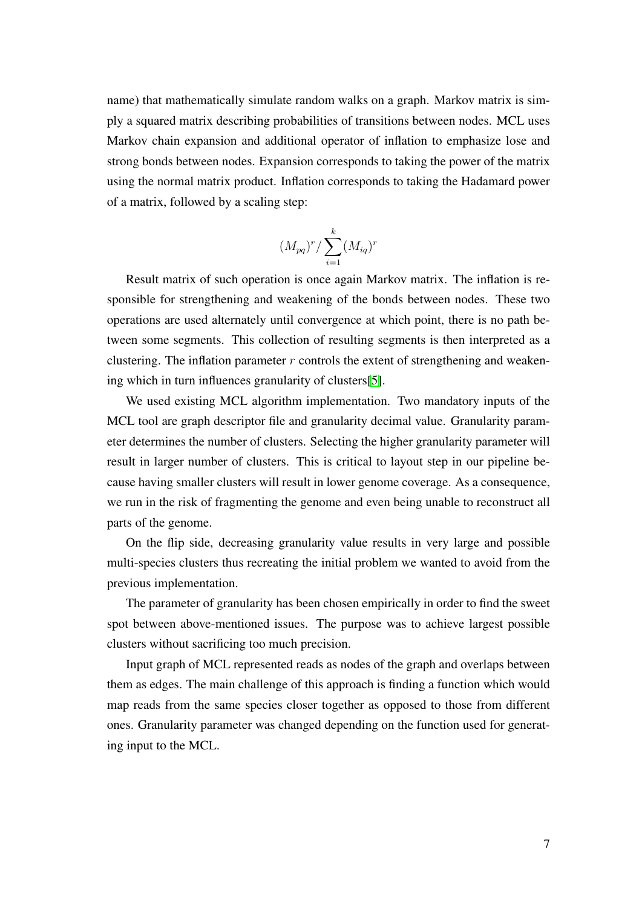name) that mathematically simulate random walks on a graph. Markov matrix is simply a squared matrix describing probabilities of transitions between nodes. MCL uses Markov chain expansion and additional operator of inflation to emphasize lose and strong bonds between nodes. Expansion corresponds to taking the power of the matrix using the normal matrix product. Inflation corresponds to taking the Hadamard power of a matrix, followed by a scaling step:

$$(M_{pq})^r / \sum_{i=1}^{k} (M_{iq})^r$$

Result matrix of such operation is once again Markov matrix. The inflation is responsible for strengthening and weakening of the bonds between nodes. These two operations are used alternately until convergence at which point, there is no path between some segments. This collection of resulting segments is then interpreted as a clustering. The inflation parameter $r$ controls the extent of strengthening and weakening which in turn influences granularity of clusters[5].

We used existing MCL algorithm implementation. Two mandatory inputs of the MCL tool are graph descriptor file and granularity decimal value. Granularity parameter determines the number of clusters. Selecting the higher granularity parameter will result in larger number of clusters. This is critical to layout step in our pipeline because having smaller clusters will result in lower genome coverage. As a consequence, we run in the risk of fragmenting the genome and even being unable to reconstruct all parts of the genome.

On the flip side, decreasing granularity value results in very large and possible multi-species clusters thus recreating the initial problem we wanted to avoid from the previous implementation.

The parameter of granularity has been chosen empirically in order to find the sweet spot between above-mentioned issues. The purpose was to achieve largest possible clusters without sacrificing too much precision.

Input graph of MCL represented reads as nodes of the graph and overlaps between them as edges. The main challenge of this approach is finding a function which would map reads from the same species closer together as opposed to those from different ones. Granularity parameter was changed depending on the function used for generating input to the MCL.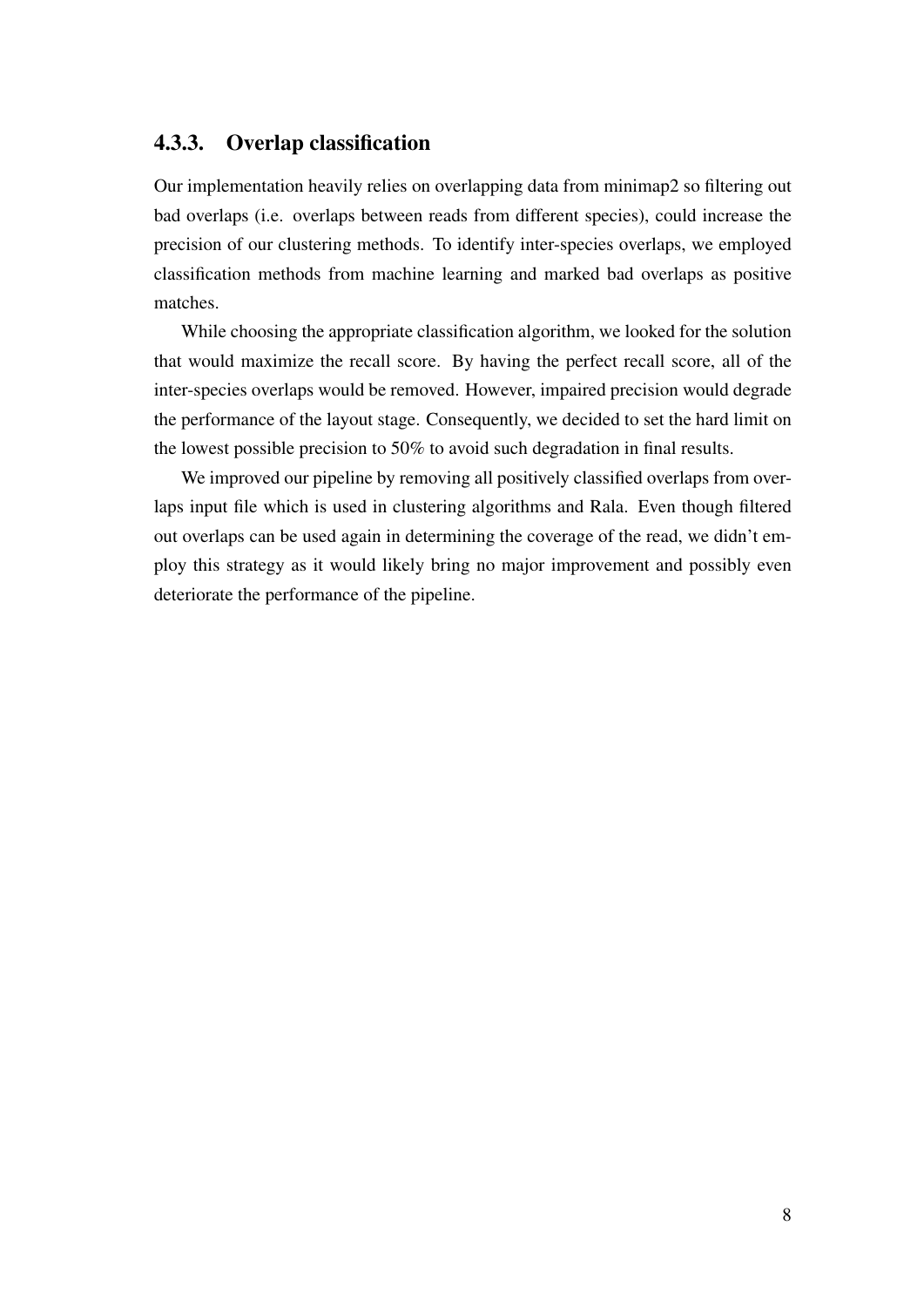### 4.3.3. Overlap classification

Our implementation heavily relies on overlapping data from minimap2 so filtering out bad overlaps (i.e. overlaps between reads from different species), could increase the precision of our clustering methods. To identify inter-species overlaps, we employed classification methods from machine learning and marked bad overlaps as positive matches.

While choosing the appropriate classification algorithm, we looked for the solution that would maximize the recall score. By having the perfect recall score, all of the inter-species overlaps would be removed. However, impaired precision would degrade the performance of the layout stage. Consequently, we decided to set the hard limit on the lowest possible precision to 50% to avoid such degradation in final results.

We improved our pipeline by removing all positively classified overlaps from overlaps input file which is used in clustering algorithms and Rala. Even though filtered out overlaps can be used again in determining the coverage of the read, we didn't employ this strategy as it would likely bring no major improvement and possibly even deteriorate the performance of the pipeline.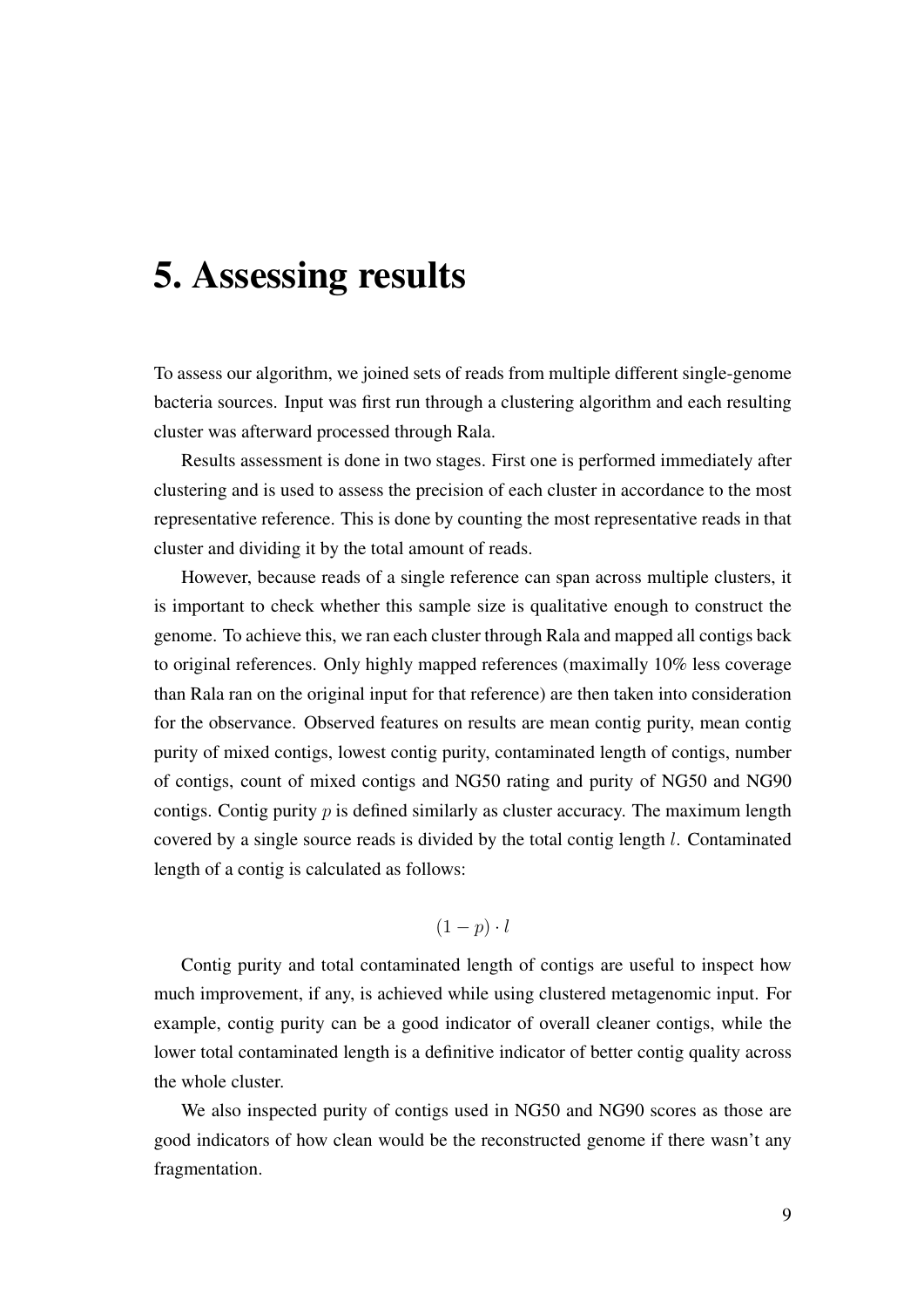# 5. Assessing results

To assess our algorithm, we joined sets of reads from multiple different single-genome bacteria sources. Input was first run through a clustering algorithm and each resulting cluster was afterward processed through Rala.

Results assessment is done in two stages. First one is performed immediately after clustering and is used to assess the precision of each cluster in accordance to the most representative reference. This is done by counting the most representative reads in that cluster and dividing it by the total amount of reads.

However, because reads of a single reference can span across multiple clusters, it is important to check whether this sample size is qualitative enough to construct the genome. To achieve this, we ran each cluster through Rala and mapped all contigs back to original references. Only highly mapped references (maximally 10% less coverage than Rala ran on the original input for that reference) are then taken into consideration for the observance. Observed features on results are mean contig purity, mean contig purity of mixed contigs, lowest contig purity, contaminated length of contigs, number of contigs, count of mixed contigs and NG50 rating and purity of NG50 and NG90 contigs. Contig purity $p$ is defined similarly as cluster accuracy. The maximum length covered by a single source reads is divided by the total contig length $l$. Contaminated length of a contig is calculated as follows:

$$(1 - p) \cdot l$$

Contig purity and total contaminated length of contigs are useful to inspect how much improvement, if any, is achieved while using clustered metagenomic input. For example, contig purity can be a good indicator of overall cleaner contigs, while the lower total contaminated length is a definitive indicator of better contig quality across the whole cluster.

We also inspected purity of contigs used in NG50 and NG90 scores as those are good indicators of how clean would be the reconstructed genome if there wasn't any fragmentation.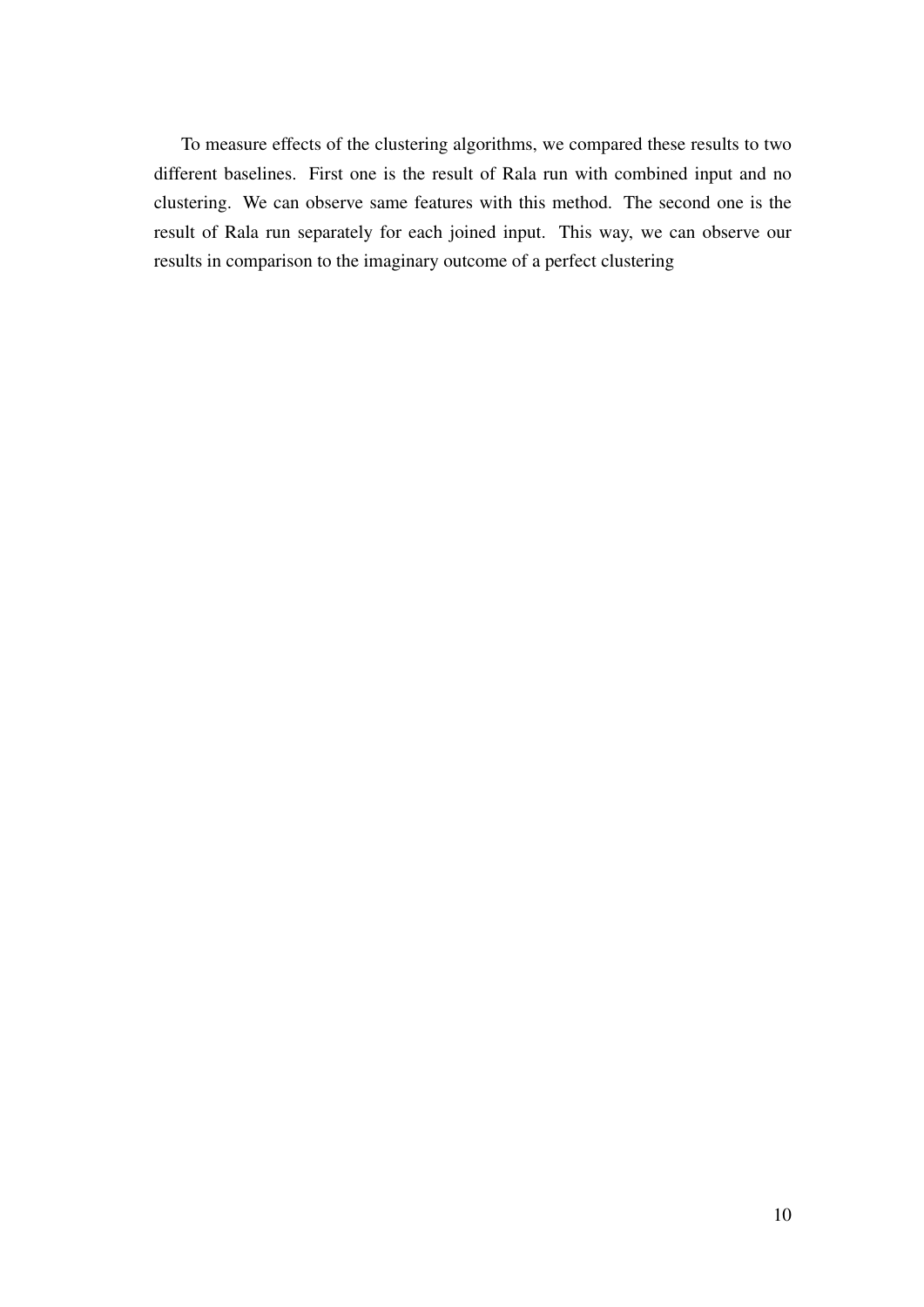To measure effects of the clustering algorithms, we compared these results to two different baselines. First one is the result of Rala run with combined input and no clustering. We can observe same features with this method. The second one is the result of Rala run separately for each joined input. This way, we can observe our results in comparison to the imaginary outcome of a perfect clustering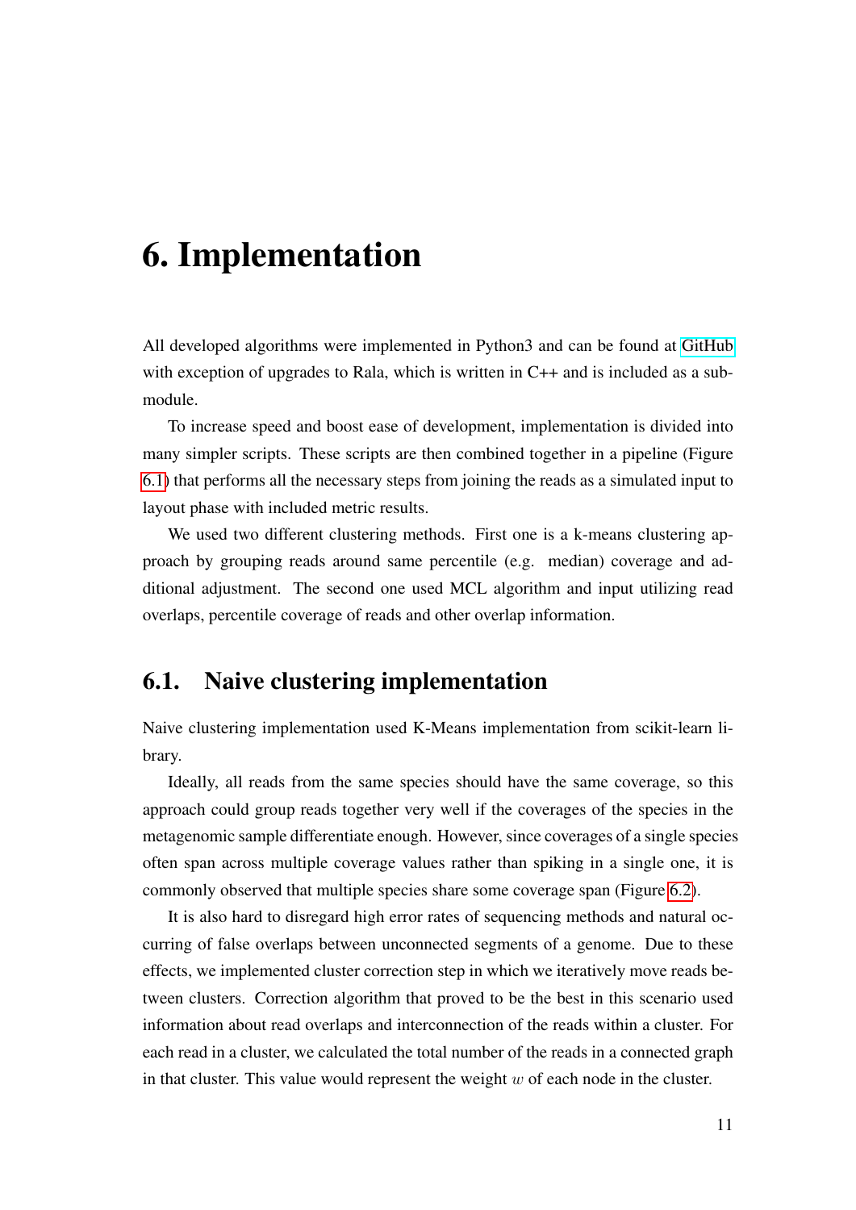# 6. Implementation

All developed algorithms were implemented in Python3 and can be found at GitHub with exception of upgrades to Rala, which is written in C++ and is included as a submodule.

To increase speed and boost ease of development, implementation is divided into many simpler scripts. These scripts are then combined together in a pipeline (Figure 6.1) that performs all the necessary steps from joining the reads as a simulated input to layout phase with included metric results.

We used two different clustering methods. First one is a k-means clustering approach by grouping reads around same percentile (e.g. median) coverage and additional adjustment. The second one used MCL algorithm and input utilizing read overlaps, percentile coverage of reads and other overlap information.

## 6.1. Naive clustering implementation

Naive clustering implementation used K-Means implementation from scikit-learn library.

Ideally, all reads from the same species should have the same coverage, so this approach could group reads together very well if the coverages of the species in the metagenomic sample differentiate enough. However, since coverages of a single species often span across multiple coverage values rather than spiking in a single one, it is commonly observed that multiple species share some coverage span (Figure 6.2).

It is also hard to disregard high error rates of sequencing methods and natural occurring of false overlaps between unconnected segments of a genome. Due to these effects, we implemented cluster correction step in which we iteratively move reads between clusters. Correction algorithm that proved to be the best in this scenario used information about read overlaps and interconnection of the reads within a cluster. For each read in a cluster, we calculated the total number of the reads in a connected graph in that cluster. This value would represent the weight $w$ of each node in the cluster.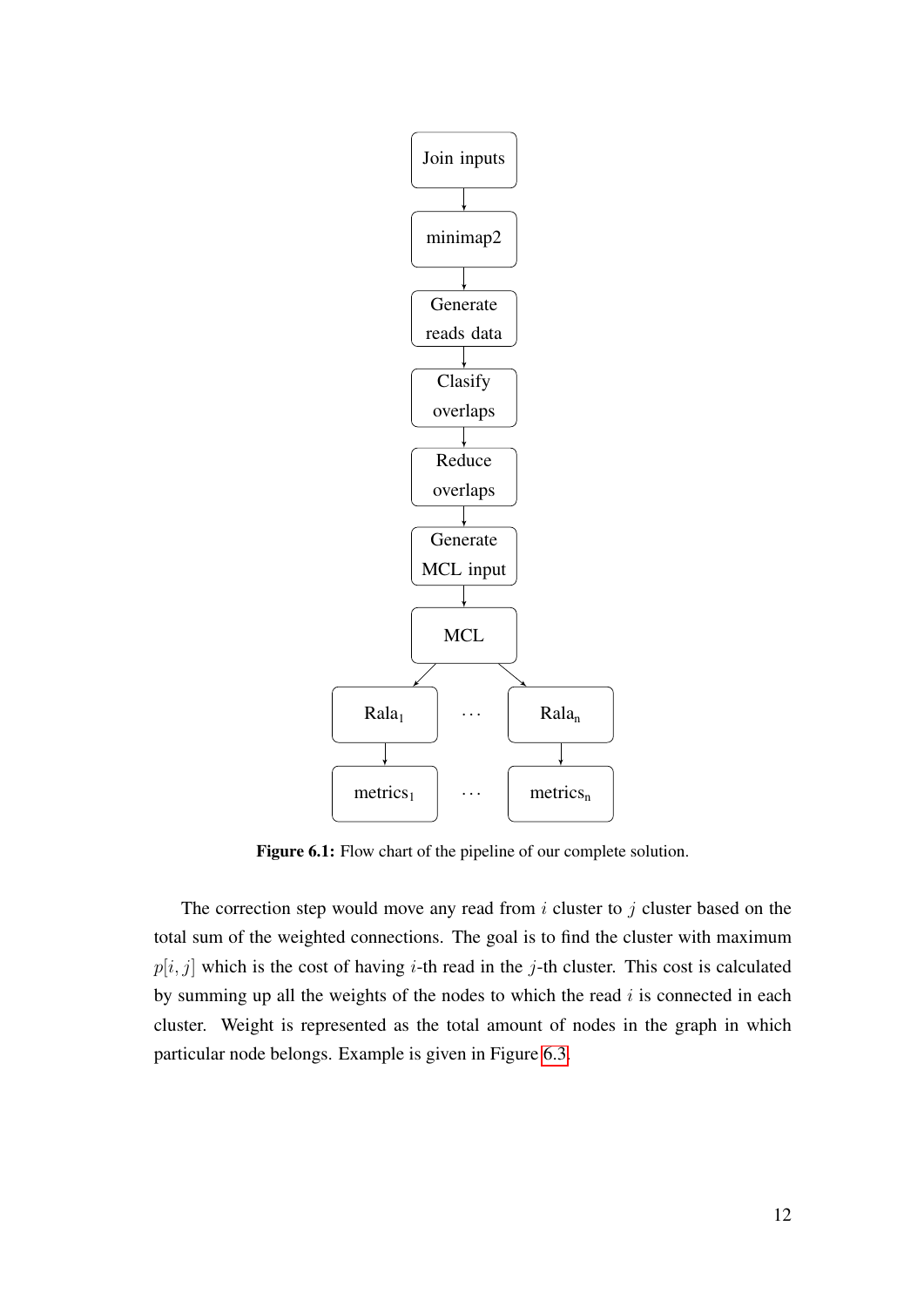Join inputs

minimap2

Generate reads data

Clasify overlaps

Reduce overlaps

Generate MCL input

MCL

$\text{Rala}_1$ ··· $\text{Rala}_\text{n}$

$\text{metrics}_1$ ··· $\text{metrics}_\text{n}$

**Figure 6.1:** Flow chart of the pipeline of our complete solution.

The correction step would move any read from $i$ cluster to $j$ cluster based on the total sum of the weighted connections. The goal is to find the cluster with maximum $p[i, j]$ which is the cost of having $i$-th read in the $j$-th cluster. This cost is calculated by summing up all the weights of the nodes to which the read $i$ is connected in each cluster. Weight is represented as the total amount of nodes in the graph in which particular node belongs. Example is given in Figure 6.3.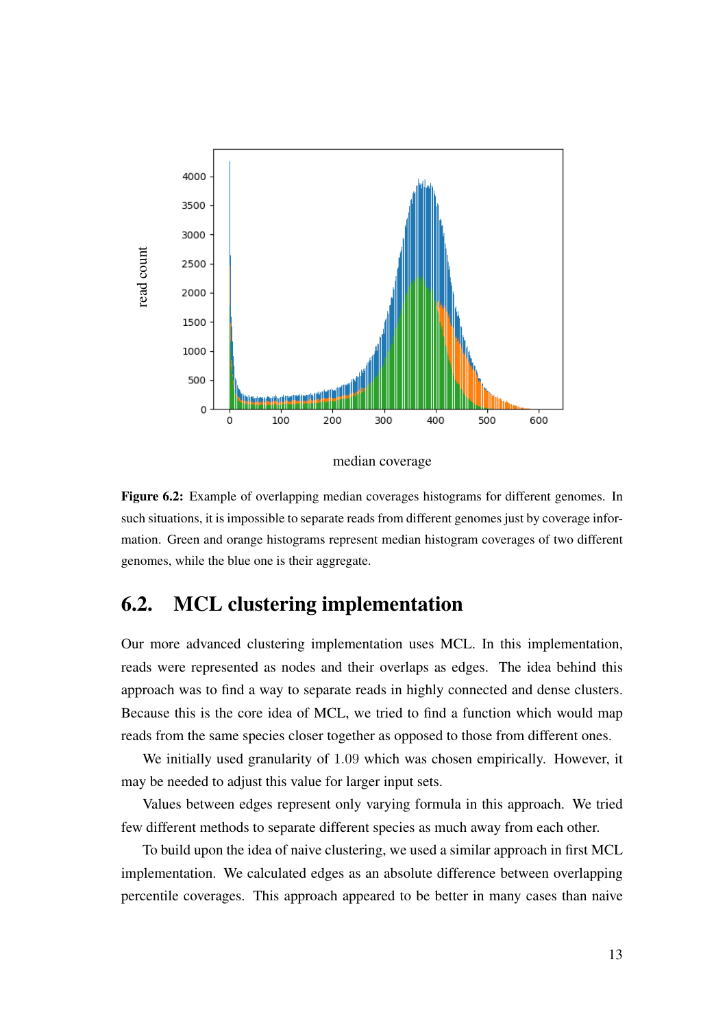**Figure 6.2:** Example of overlapping median coverages histograms for different genomes. In such situations, it is impossible to separate reads from different genomes just by coverage information. Green and orange histograms represent median histogram coverages of two different genomes, while the blue one is their aggregate.

## 6.2. MCL clustering implementation

Our more advanced clustering implementation uses MCL. In this implementation, reads were represented as nodes and their overlaps as edges. The idea behind this approach was to find a way to separate reads in highly connected and dense clusters. Because this is the core idea of MCL, we tried to find a function which would map reads from the same species closer together as opposed to those from different ones.

We initially used granularity of $1.09$ which was chosen empirically. However, it may be needed to adjust this value for larger input sets.

Values between edges represent only varying formula in this approach. We tried few different methods to separate different species as much away from each other.

To build upon the idea of naive clustering, we used a similar approach in first MCL implementation. We calculated edges as an absolute difference between overlapping percentile coverages. This approach appeared to be better in many cases than naive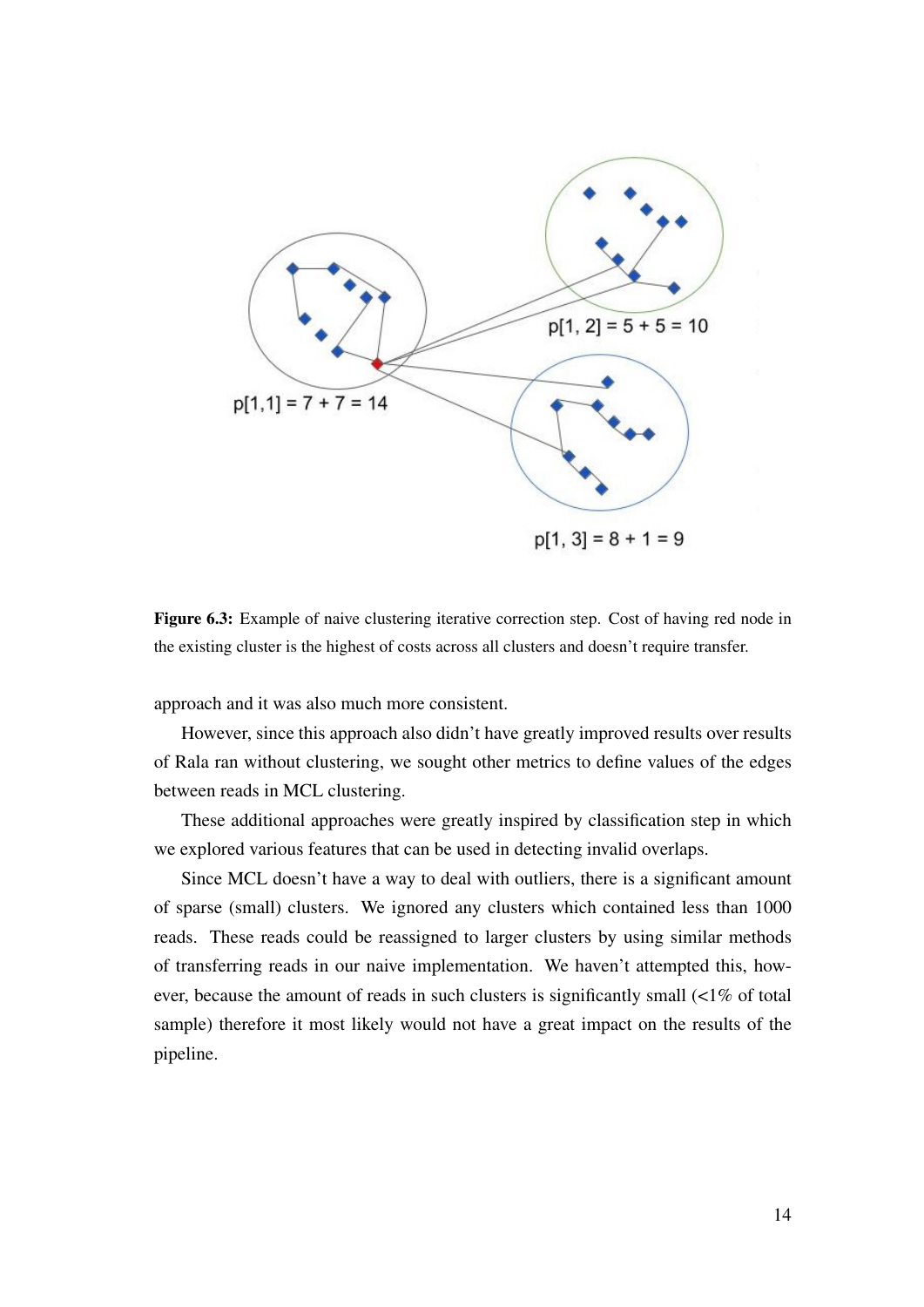**Figure 6.3:** Example of naive clustering iterative correction step. Cost of having red node in the existing cluster is the highest of costs across all clusters and doesn't require transfer.

approach and it was also much more consistent.

However, since this approach also didn't have greatly improved results over results of Rala ran without clustering, we sought other metrics to define values of the edges between reads in MCL clustering.

These additional approaches were greatly inspired by classification step in which we explored various features that can be used in detecting invalid overlaps.

Since MCL doesn't have a way to deal with outliers, there is a significant amount of sparse (small) clusters. We ignored any clusters which contained less than 1000 reads. These reads could be reassigned to larger clusters by using similar methods of transferring reads in our naive implementation. We haven't attempted this, however, because the amount of reads in such clusters is significantly small (<1% of total sample) therefore it most likely would not have a great impact on the results of the pipeline.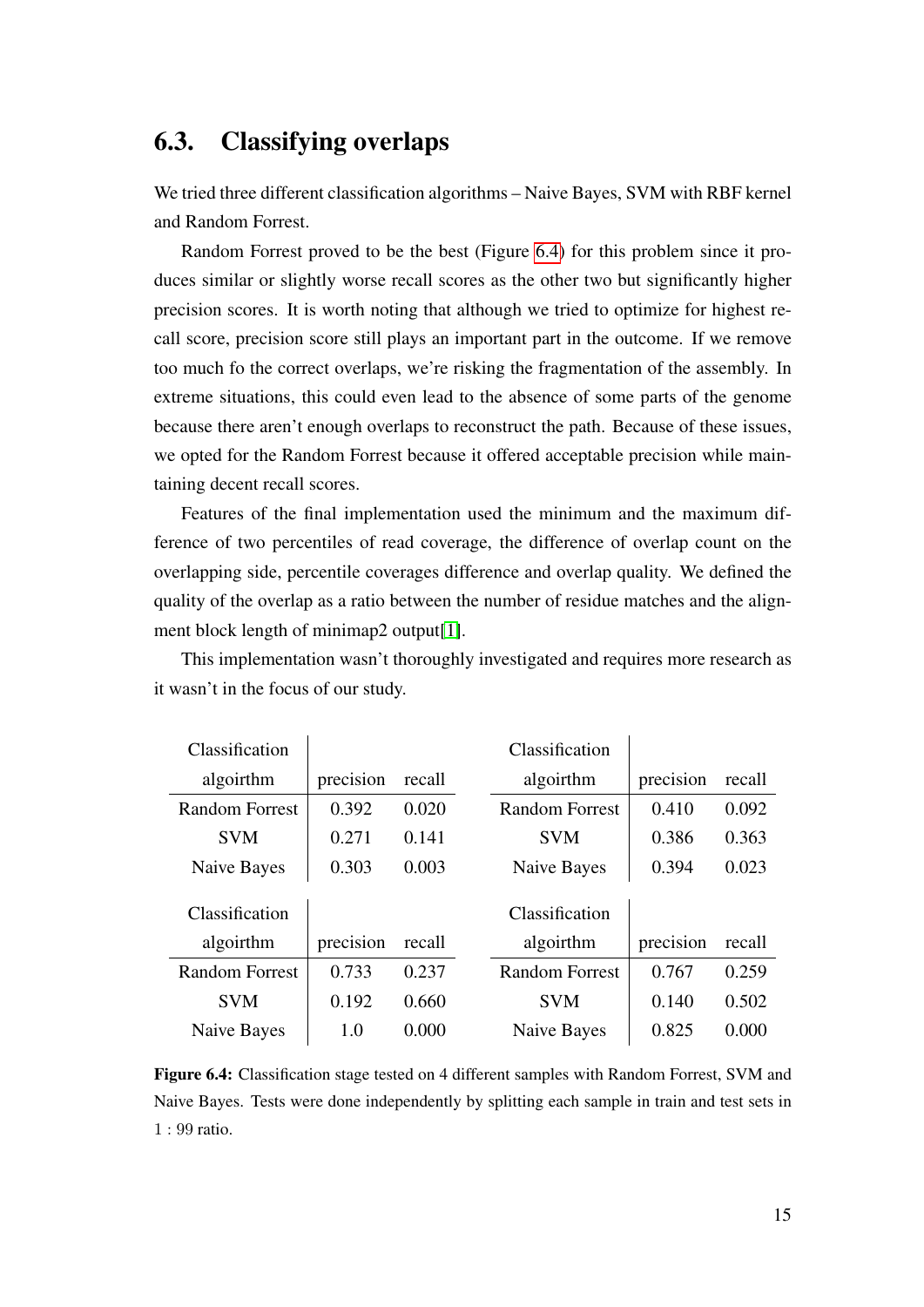## 6.3. Classifying overlaps

We tried three different classification algorithms – Naive Bayes, SVM with RBF kernel and Random Forrest.

Random Forrest proved to be the best (Figure 6.4) for this problem since it produces similar or slightly worse recall scores as the other two but significantly higher precision scores. It is worth noting that although we tried to optimize for highest recall score, precision score still plays an important part in the outcome. If we remove too much fo the correct overlaps, we're risking the fragmentation of the assembly. In extreme situations, this could even lead to the absence of some parts of the genome because there aren't enough overlaps to reconstruct the path. Because of these issues, we opted for the Random Forrest because it offered acceptable precision while maintaining decent recall scores.

Features of the final implementation used the minimum and the maximum difference of two percentiles of read coverage, the difference of overlap count on the overlapping side, percentile coverages difference and overlap quality. We defined the quality of the overlap as a ratio between the number of residue matches and the alignment block length of minimap2 output[1].

This implementation wasn't thoroughly investigated and requires more research as it wasn't in the focus of our study.

| Classification algoirthm | precision | recall |
|---|---|---|
| Random Forrest | 0.392 | 0.020 |
| SVM | 0.271 | 0.141 |
| Naive Bayes | 0.303 | 0.003 |

| Classification algoirthm | precision | recall |
|---|---|---|
| Random Forrest | 0.410 | 0.092 |
| SVM | 0.386 | 0.363 |
| Naive Bayes | 0.394 | 0.023 |

| Classification algoirthm | precision | recall |
|---|---|---|
| Random Forrest | 0.733 | 0.237 |
| SVM | 0.192 | 0.660 |
| Naive Bayes | 1.0 | 0.000 |

| Classification algoirthm | precision | recall |
|---|---|---|
| Random Forrest | 0.767 | 0.259 |
| SVM | 0.140 | 0.502 |
| Naive Bayes | 0.825 | 0.000 |

**Figure 6.4:** Classification stage tested on 4 different samples with Random Forrest, SVM and Naive Bayes. Tests were done independently by splitting each sample in train and test sets in $1 : 99$ ratio.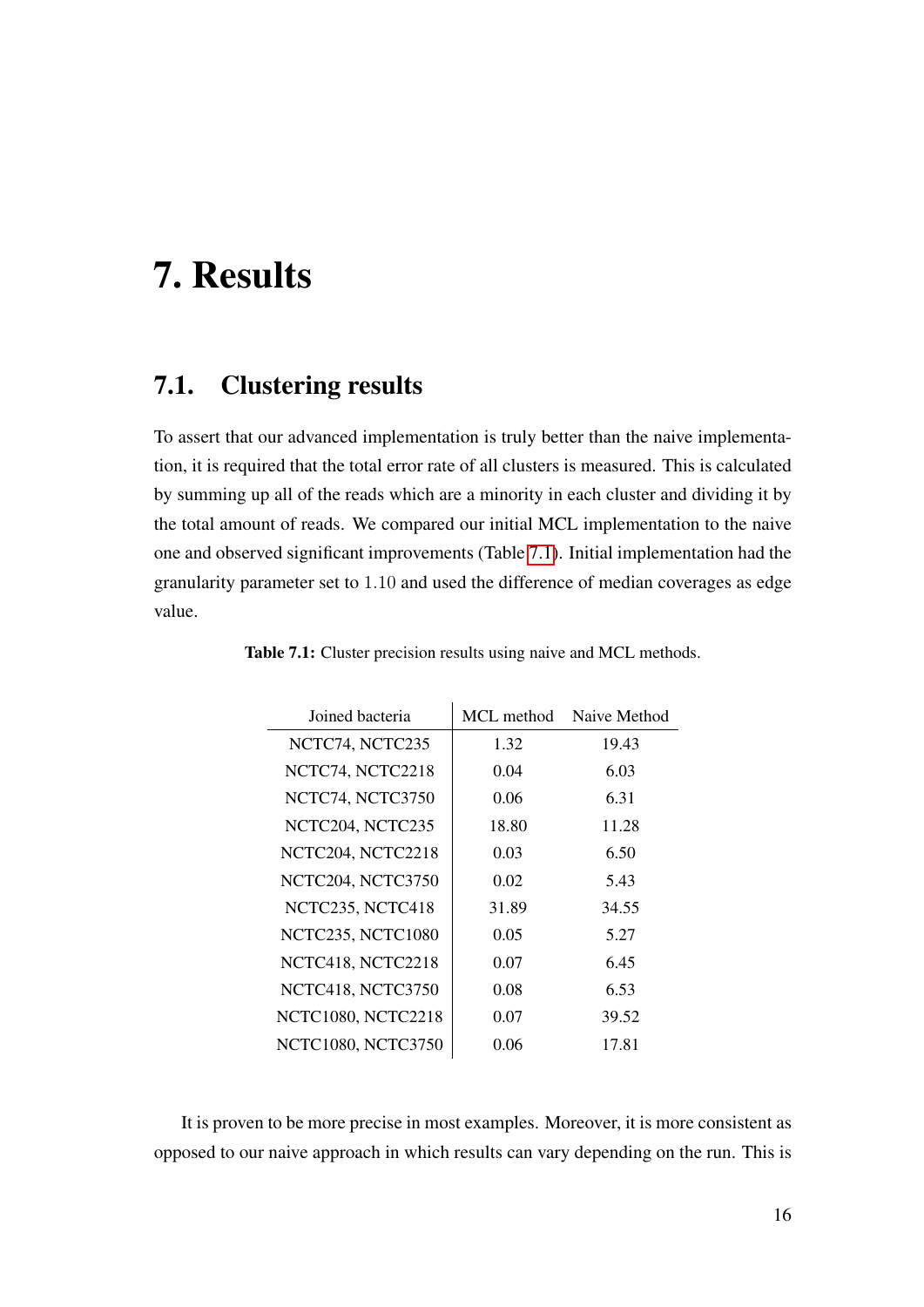# 7. Results

## 7.1. Clustering results

To assert that our advanced implementation is truly better than the naive implementation, it is required that the total error rate of all clusters is measured. This is calculated by summing up all of the reads which are a minority in each cluster and dividing it by the total amount of reads. We compared our initial MCL implementation to the naive one and observed significant improvements (Table 7.1). Initial implementation had the granularity parameter set to 1.10 and used the difference of median coverages as edge value.

**Table 7.1:** Cluster precision results using naive and MCL methods.

| Joined bacteria | MCL method | Naive Method |
|---|---|---|
| NCTC74, NCTC235 | 1.32 | 19.43 |
| NCTC74, NCTC2218 | 0.04 | 6.03 |
| NCTC74, NCTC3750 | 0.06 | 6.31 |
| NCTC204, NCTC235 | 18.80 | 11.28 |
| NCTC204, NCTC2218 | 0.03 | 6.50 |
| NCTC204, NCTC3750 | 0.02 | 5.43 |
| NCTC235, NCTC418 | 31.89 | 34.55 |
| NCTC235, NCTC1080 | 0.05 | 5.27 |
| NCTC418, NCTC2218 | 0.07 | 6.45 |
| NCTC418, NCTC3750 | 0.08 | 6.53 |
| NCTC1080, NCTC2218 | 0.07 | 39.52 |
| NCTC1080, NCTC3750 | 0.06 | 17.81 |

It is proven to be more precise in most examples. Moreover, it is more consistent as opposed to our naive approach in which results can vary depending on the run. This is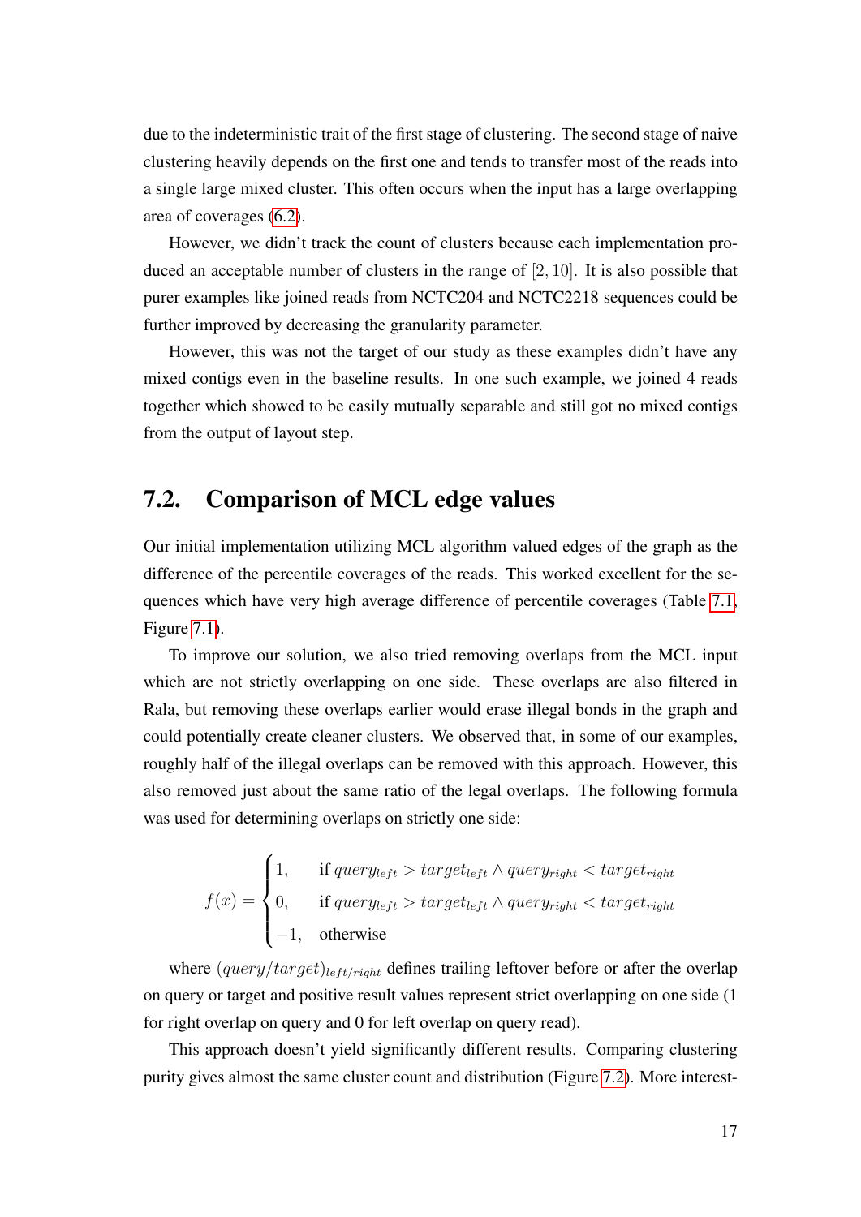due to the indeterministic trait of the first stage of clustering. The second stage of naive clustering heavily depends on the first one and tends to transfer most of the reads into a single large mixed cluster. This often occurs when the input has a large overlapping area of coverages (6.2).

However, we didn't track the count of clusters because each implementation produced an acceptable number of clusters in the range of $[2, 10]$. It is also possible that purer examples like joined reads from NCTC204 and NCTC2218 sequences could be further improved by decreasing the granularity parameter.

However, this was not the target of our study as these examples didn't have any mixed contigs even in the baseline results. In one such example, we joined 4 reads together which showed to be easily mutually separable and still got no mixed contigs from the output of layout step.

## 7.2. Comparison of MCL edge values

Our initial implementation utilizing MCL algorithm valued edges of the graph as the difference of the percentile coverages of the reads. This worked excellent for the sequences which have very high average difference of percentile coverages (Table 7.1, Figure 7.1).

To improve our solution, we also tried removing overlaps from the MCL input which are not strictly overlapping on one side. These overlaps are also filtered in Rala, but removing these overlaps earlier would erase illegal bonds in the graph and could potentially create cleaner clusters. We observed that, in some of our examples, roughly half of the illegal overlaps can be removed with this approach. However, this also removed just about the same ratio of the legal overlaps. The following formula was used for determining overlaps on strictly one side:

$$f(x) = \begin{cases} 1, & \text{if } query_{left} > target_{left} \land query_{right} < target_{right} \\ 0, & \text{if } query_{left} > target_{left} \land query_{right} < target_{right} \\ -1, & \text{otherwise} \end{cases}$$

where $(query/target)_{left/right}$ defines trailing leftover before or after the overlap on query or target and positive result values represent strict overlapping on one side (1 for right overlap on query and 0 for left overlap on query read).

This approach doesn't yield significantly different results. Comparing clustering purity gives almost the same cluster count and distribution (Figure 7.2). More interest-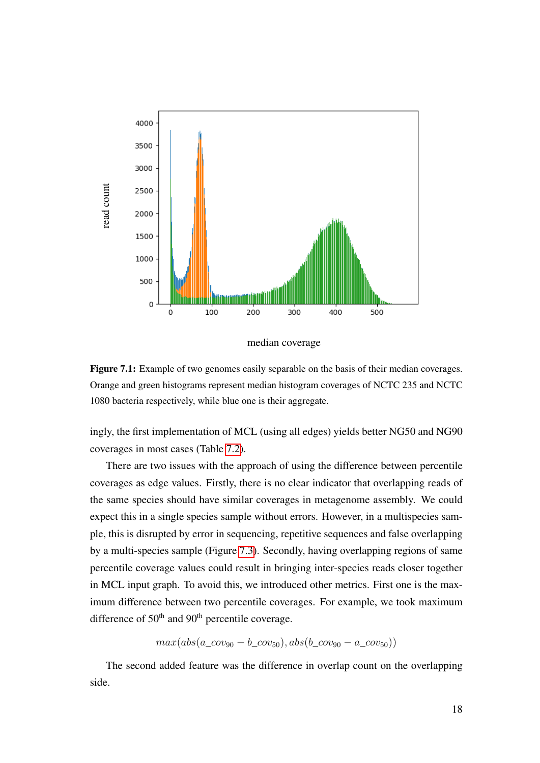Figure 7.1: Example of two genomes easily separable on the basis of their median coverages. Orange and green histograms represent median histogram coverages of NCTC 235 and NCTC 1080 bacteria respectively, while blue one is their aggregate.

ingly, the first implementation of MCL (using all edges) yields better NG50 and NG90 coverages in most cases (Table 7.2).

There are two issues with the approach of using the difference between percentile coverages as edge values. Firstly, there is no clear indicator that overlapping reads of the same species should have similar coverages in metagenome assembly. We could expect this in a single species sample without errors. However, in a multispecies sample, this is disrupted by error in sequencing, repetitive sequences and false overlapping by a multi-species sample (Figure 7.3). Secondly, having overlapping regions of same percentile coverage values could result in bringing inter-species reads closer together in MCL input graph. To avoid this, we introduced other metrics. First one is the maximum difference between two percentile coverages. For example, we took maximum difference of 50$^{th}$ and 90$^{th}$ percentile coverage.

$$max(abs(a\_cov_{90} - b\_cov_{50}), abs(b\_cov_{90} - a\_cov_{50}))$$

The second added feature was the difference in overlap count on the overlapping side.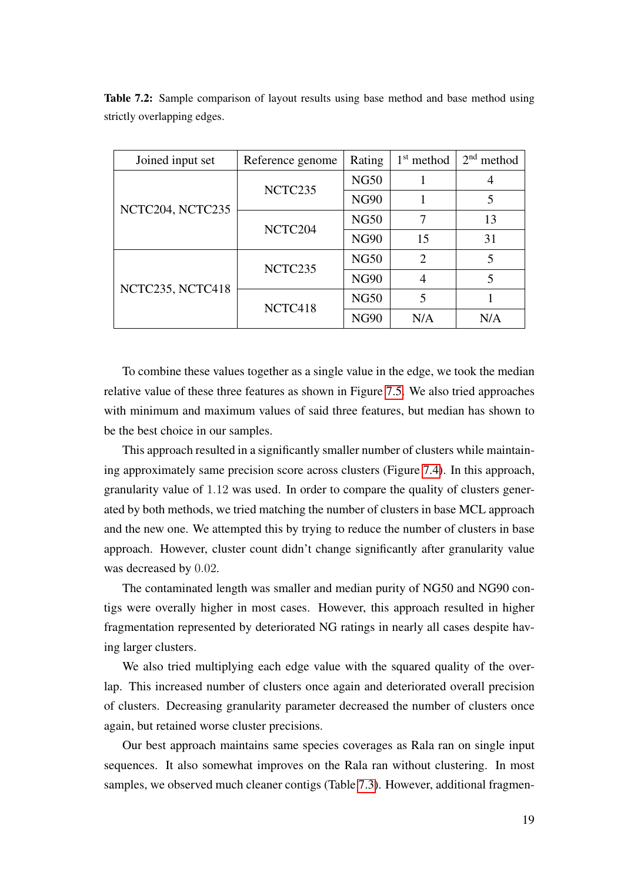**Table 7.2:** Sample comparison of layout results using base method and base method using strictly overlapping edges.

| Joined input set | Reference genome | Rating | 1st method | 2nd method |
|---|---|---|---|---|
| NCTC204, NCTC235 | NCTC235 | NG50 | 1 | 4 |
| | | NG90 | 1 | 5 |
| | NCTC204 | NG50 | 7 | 13 |
| | | NG90 | 15 | 31 |
| NCTC235, NCTC418 | NCTC235 | NG50 | 2 | 5 |
| | | NG90 | 4 | 5 |
| | NCTC418 | NG50 | 5 | 1 |
| | | NG90 | N/A | N/A |

To combine these values together as a single value in the edge, we took the median relative value of these three features as shown in Figure 7.5. We also tried approaches with minimum and maximum values of said three features, but median has shown to be the best choice in our samples.

This approach resulted in a significantly smaller number of clusters while maintaining approximately same precision score across clusters (Figure 7.4). In this approach, granularity value of $1.12$ was used. In order to compare the quality of clusters generated by both methods, we tried matching the number of clusters in base MCL approach and the new one. We attempted this by trying to reduce the number of clusters in base approach. However, cluster count didn't change significantly after granularity value was decreased by $0.02$.

The contaminated length was smaller and median purity of NG50 and NG90 contigs were overaly higher in most cases. However, this approach resulted in higher fragmentation represented by deteriorated NG ratings in nearly all cases despite having larger clusters.

We also tried multiplying each edge value with the squared quality of the overlap. This increased number of clusters once again and deteriorated overall precision of clusters. Decreasing granularity parameter decreased the number of clusters once again, but retained worse cluster precisions.

Our best approach maintains same species coverages as Rala ran on single input sequences. It also somewhat improves on the Rala ran without clustering. In most samples, we observed much cleaner contigs (Table 7.3). However, additional fragmen-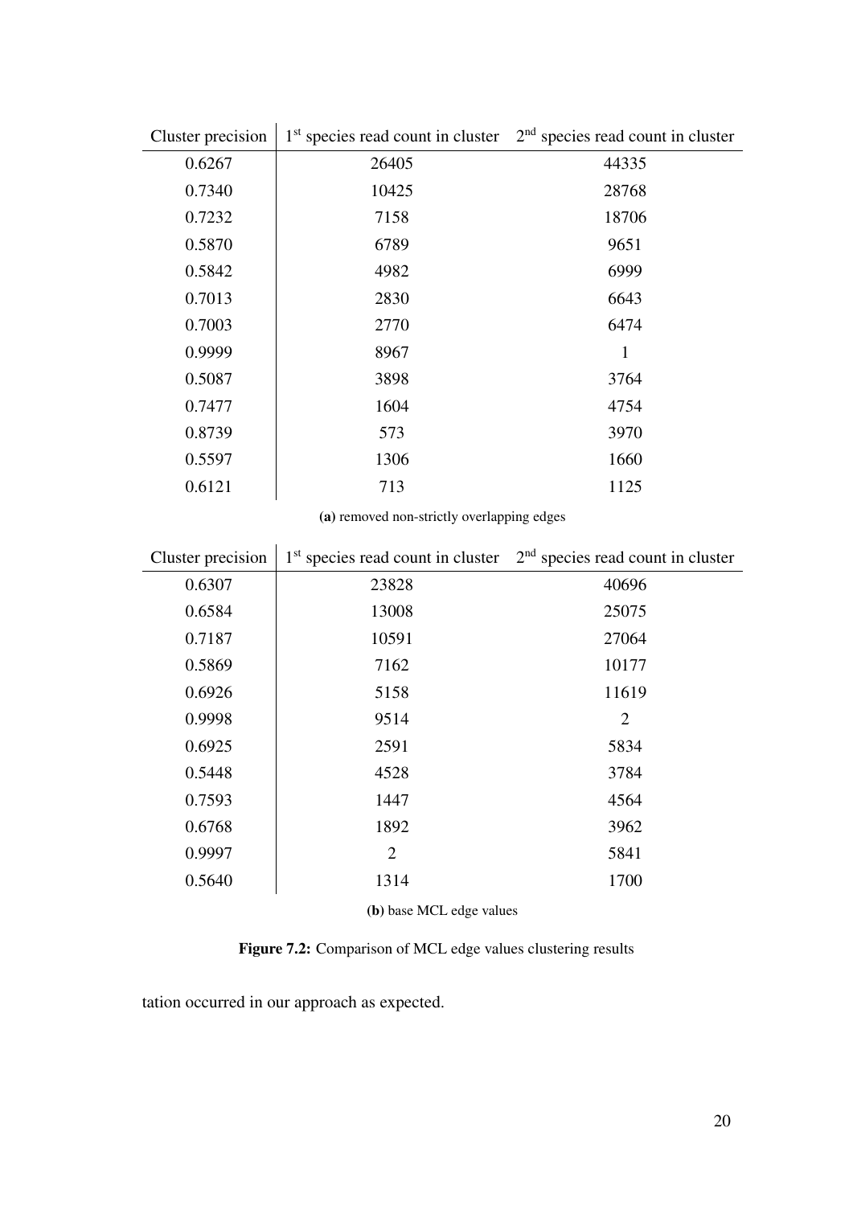| Cluster precision | 1[st] species read count in cluster | 2[nd] species read count in cluster |
|---|---|---|
| 0.6267 | 26405 | 44335 |
| 0.7340 | 10425 | 28768 |
| 0.7232 | 7158 | 18706 |
| 0.5870 | 6789 | 9651 |
| 0.5842 | 4982 | 6999 |
| 0.7013 | 2830 | 6643 |
| 0.7003 | 2770 | 6474 |
| 0.9999 | 8967 | 1 |
| 0.5087 | 3898 | 3764 |
| 0.7477 | 1604 | 4754 |
| 0.8739 | 573 | 3970 |
| 0.5597 | 1306 | 1660 |
| 0.6121 | 713 | 1125 |

**(a)** removed non-strictly overlapping edges

| Cluster precision | 1[st] species read count in cluster | 2[nd] species read count in cluster |
|---|---|---|
| 0.6307 | 23828 | 40696 |
| 0.6584 | 13008 | 25075 |
| 0.7187 | 10591 | 27064 |
| 0.5869 | 7162 | 10177 |
| 0.6926 | 5158 | 11619 |
| 0.9998 | 9514 | 2 |
| 0.6925 | 2591 | 5834 |
| 0.5448 | 4528 | 3784 |
| 0.7593 | 1447 | 4564 |
| 0.6768 | 1892 | 3962 |
| 0.9997 | 2 | 5841 |
| 0.5640 | 1314 | 1700 |

**(b)** base MCL edge values

**Figure 7.2:** Comparison of MCL edge values clustering results

tation occurred in our approach as expected.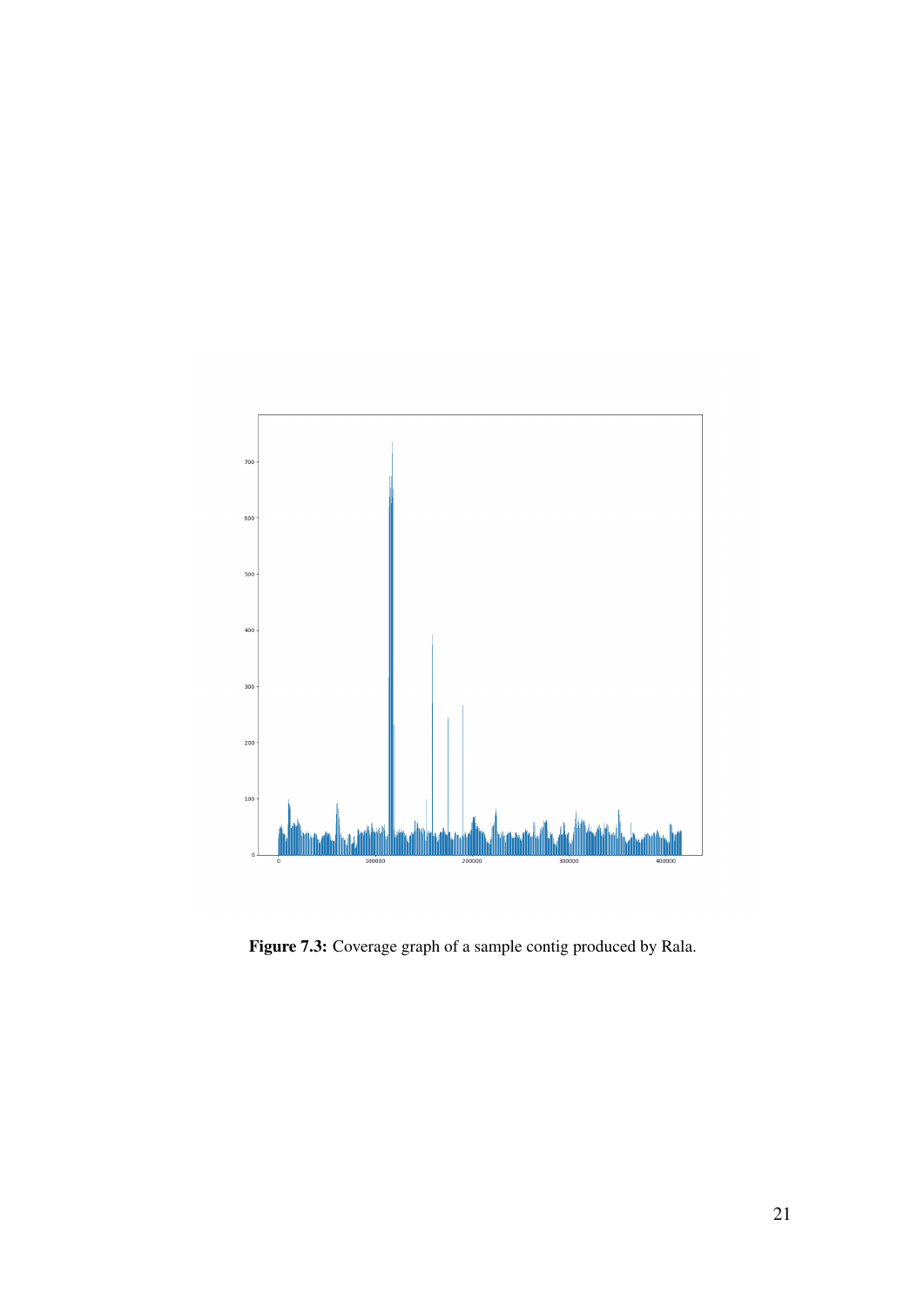**Figure 7.3:** Coverage graph of a sample contig produced by Rala.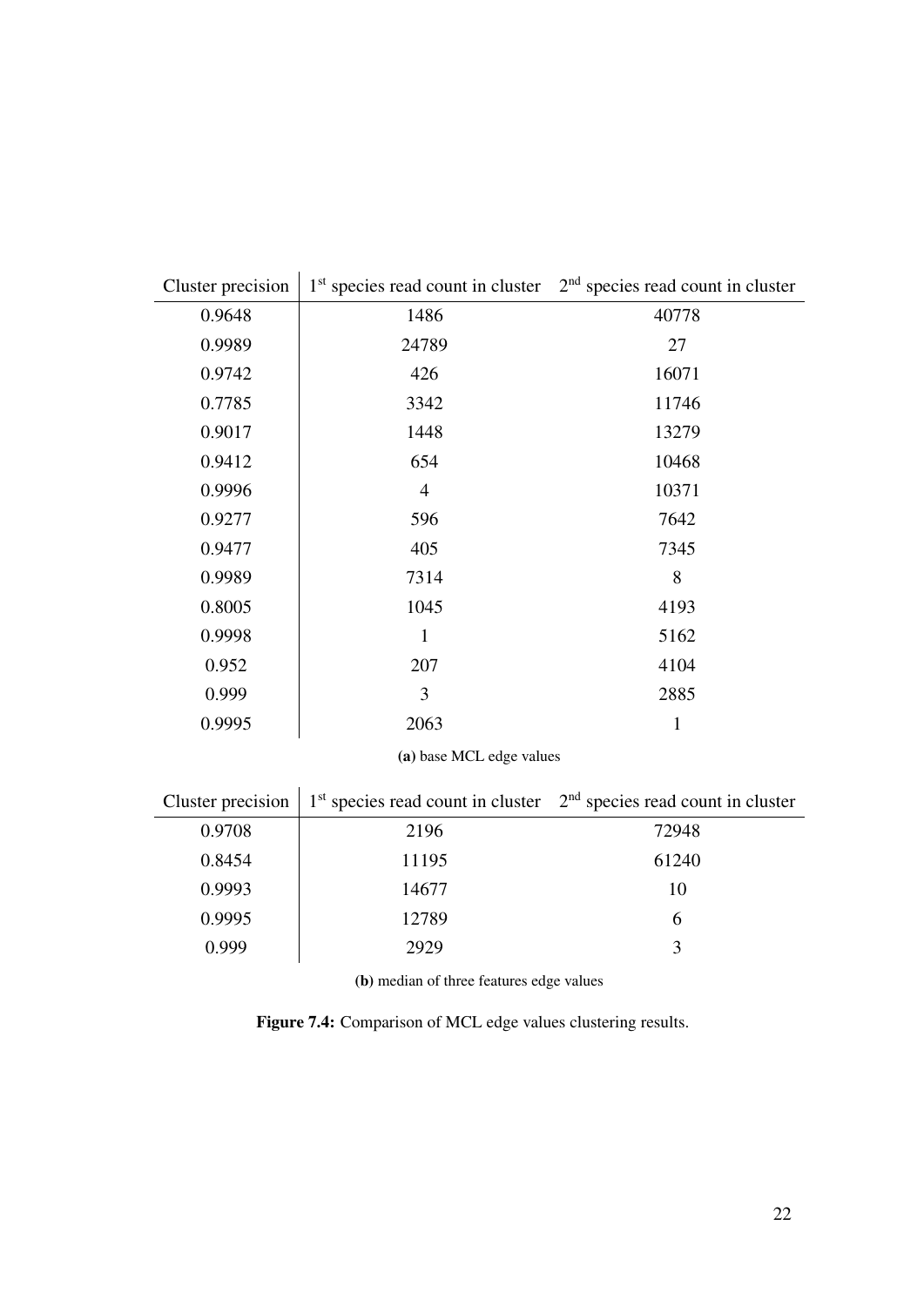| Cluster precision | 1st species read count in cluster | 2nd species read count in cluster |
|---|---|---|
| 0.9648 | 1486 | 40778 |
| 0.9989 | 24789 | 27 |
| 0.9742 | 426 | 16071 |
| 0.7785 | 3342 | 11746 |
| 0.9017 | 1448 | 13279 |
| 0.9412 | 654 | 10468 |
| 0.9996 | 4 | 10371 |
| 0.9277 | 596 | 7642 |
| 0.9477 | 405 | 7345 |
| 0.9989 | 7314 | 8 |
| 0.8005 | 1045 | 4193 |
| 0.9998 | 1 | 5162 |
| 0.952 | 207 | 4104 |
| 0.999 | 3 | 2885 |
| 0.9995 | 2063 | 1 |

**(a)** base MCL edge values

| Cluster precision | 1st species read count in cluster | 2nd species read count in cluster |
|---|---|---|
| 0.9708 | 2196 | 72948 |
| 0.8454 | 11195 | 61240 |
| 0.9993 | 14677 | 10 |
| 0.9995 | 12789 | 6 |
| 0.999 | 2929 | 3 |

**(b)** median of three features edge values

**Figure 7.4:** Comparison of MCL edge values clustering results.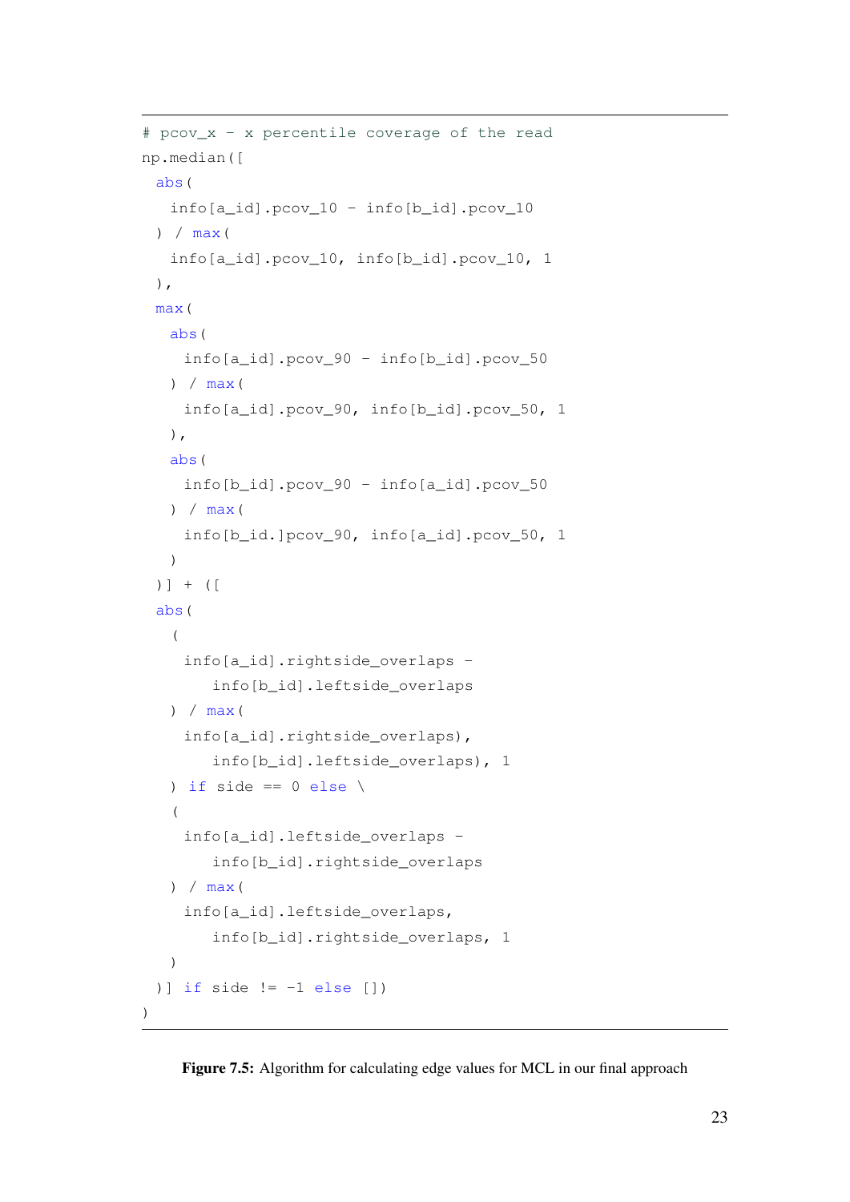```
# pcov_x - x percentile coverage of the read
np.median([
  abs(
    info[a_id].pcov_10 - info[b_id].pcov_10
  ) / max(
    info[a_id].pcov_10, info[b_id].pcov_10, 1
  ),
  max(
    abs(
      info[a_id].pcov_90 - info[b_id].pcov_50
    ) / max(
      info[a_id].pcov_90, info[b_id].pcov_50, 1
    ),
    abs(
      info[b_id].pcov_90 - info[a_id].pcov_50
    ) / max(
      info[b_id.]pcov_90, info[a_id].pcov_50, 1
    )
  )] + ([
  abs(
    (
      info[a_id].rightside_overlaps -
          info[b_id].leftside_overlaps
    ) / max(
      info[a_id].rightside_overlaps),
          info[b_id].leftside_overlaps), 1
    ) if side == 0 else \
    (
      info[a_id].leftside_overlaps -
          info[b_id].rightside_overlaps
    ) / max(
      info[a_id].leftside_overlaps,
          info[b_id].rightside_overlaps, 1
    )
  )] if side != -1 else [])
)
```

**Figure 7.5:** Algorithm for calculating edge values for MCL in our final approach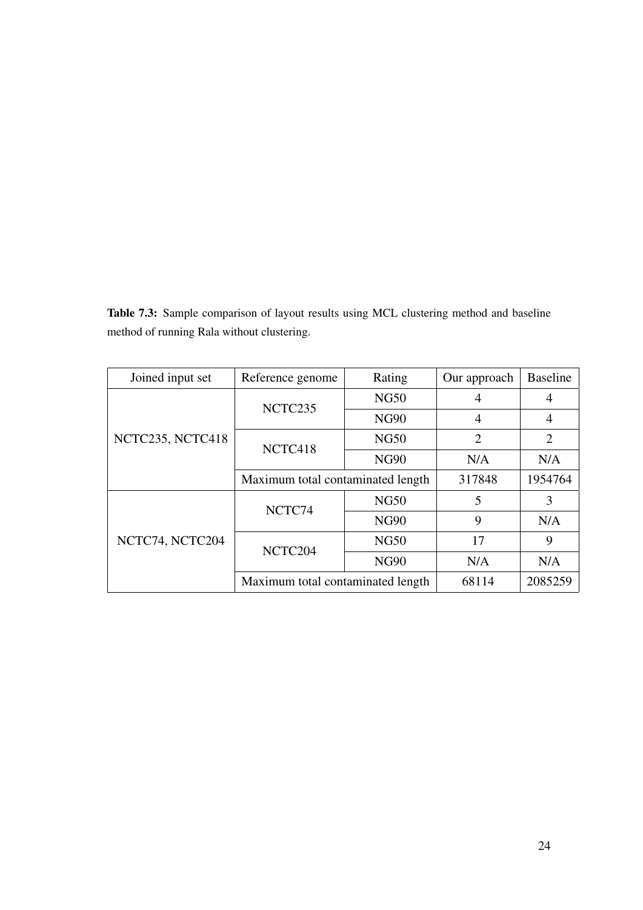**Table 7.3:** Sample comparison of layout results using MCL clustering method and baseline method of running Rala without clustering.

| Joined input set | Reference genome | Rating | Our approach | Baseline |
|---|---|---|---|---|
| NCTC235, NCTC418 | NCTC235 | NG50 | 4 | 4 |
| | | NG90 | 4 | 4 |
| | NCTC418 | NG50 | 2 | 2 |
| | | NG90 | N/A | N/A |
| | Maximum total contaminated length | | 317848 | 1954764 |
| NCTC74, NCTC204 | NCTC74 | NG50 | 5 | 3 |
| | | NG90 | 9 | N/A |
| | NCTC204 | NG50 | 17 | 9 |
| | | NG90 | N/A | N/A |
| | Maximum total contaminated length | | 68114 | 2085259 |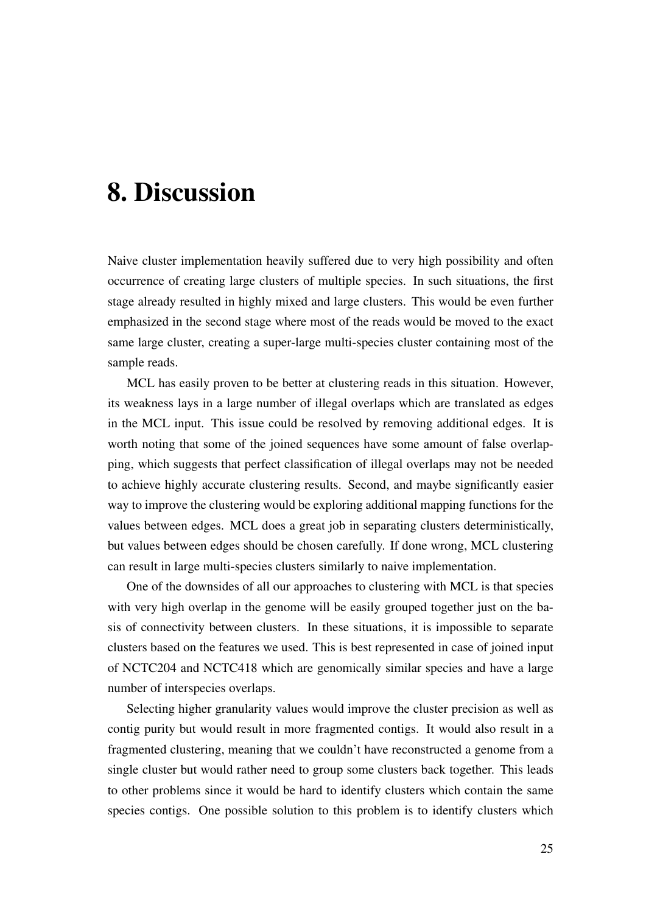# 8. Discussion

Naive cluster implementation heavily suffered due to very high possibility and often occurrence of creating large clusters of multiple species. In such situations, the first stage already resulted in highly mixed and large clusters. This would be even further emphasized in the second stage where most of the reads would be moved to the exact same large cluster, creating a super-large multi-species cluster containing most of the sample reads.

MCL has easily proven to be better at clustering reads in this situation. However, its weakness lays in a large number of illegal overlaps which are translated as edges in the MCL input. This issue could be resolved by removing additional edges. It is worth noting that some of the joined sequences have some amount of false overlapping, which suggests that perfect classification of illegal overlaps may not be needed to achieve highly accurate clustering results. Second, and maybe significantly easier way to improve the clustering would be exploring additional mapping functions for the values between edges. MCL does a great job in separating clusters deterministically, but values between edges should be chosen carefully. If done wrong, MCL clustering can result in large multi-species clusters similarly to naive implementation.

One of the downsides of all our approaches to clustering with MCL is that species with very high overlap in the genome will be easily grouped together just on the basis of connectivity between clusters. In these situations, it is impossible to separate clusters based on the features we used. This is best represented in case of joined input of NCTC204 and NCTC418 which are genomically similar species and have a large number of interspecies overlaps.

Selecting higher granularity values would improve the cluster precision as well as contig purity but would result in more fragmented contigs. It would also result in a fragmented clustering, meaning that we couldn't have reconstructed a genome from a single cluster but would rather need to group some clusters back together. This leads to other problems since it would be hard to identify clusters which contain the same species contigs. One possible solution to this problem is to identify clusters which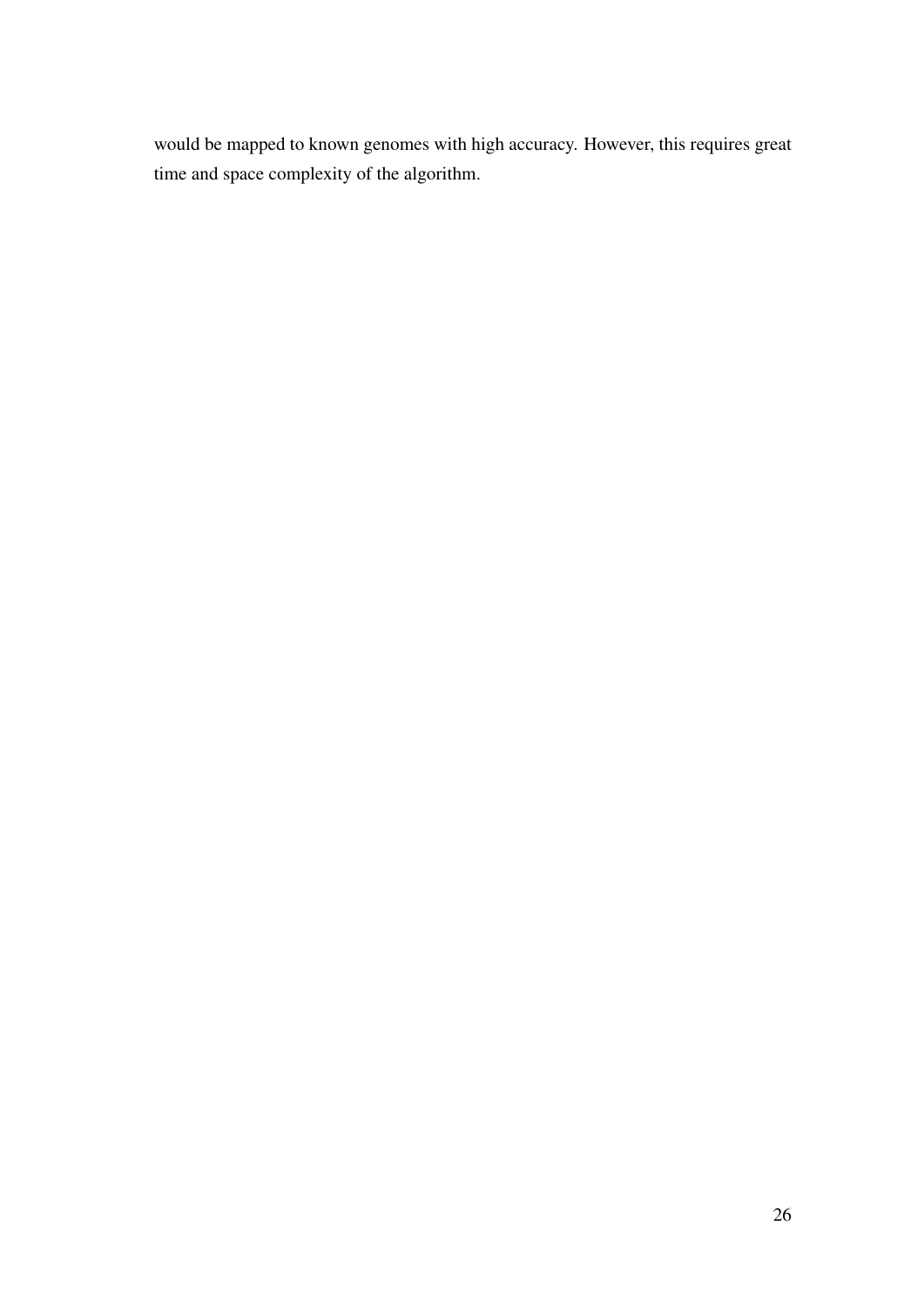would be mapped to known genomes with high accuracy. However, this requires great time and space complexity of the algorithm.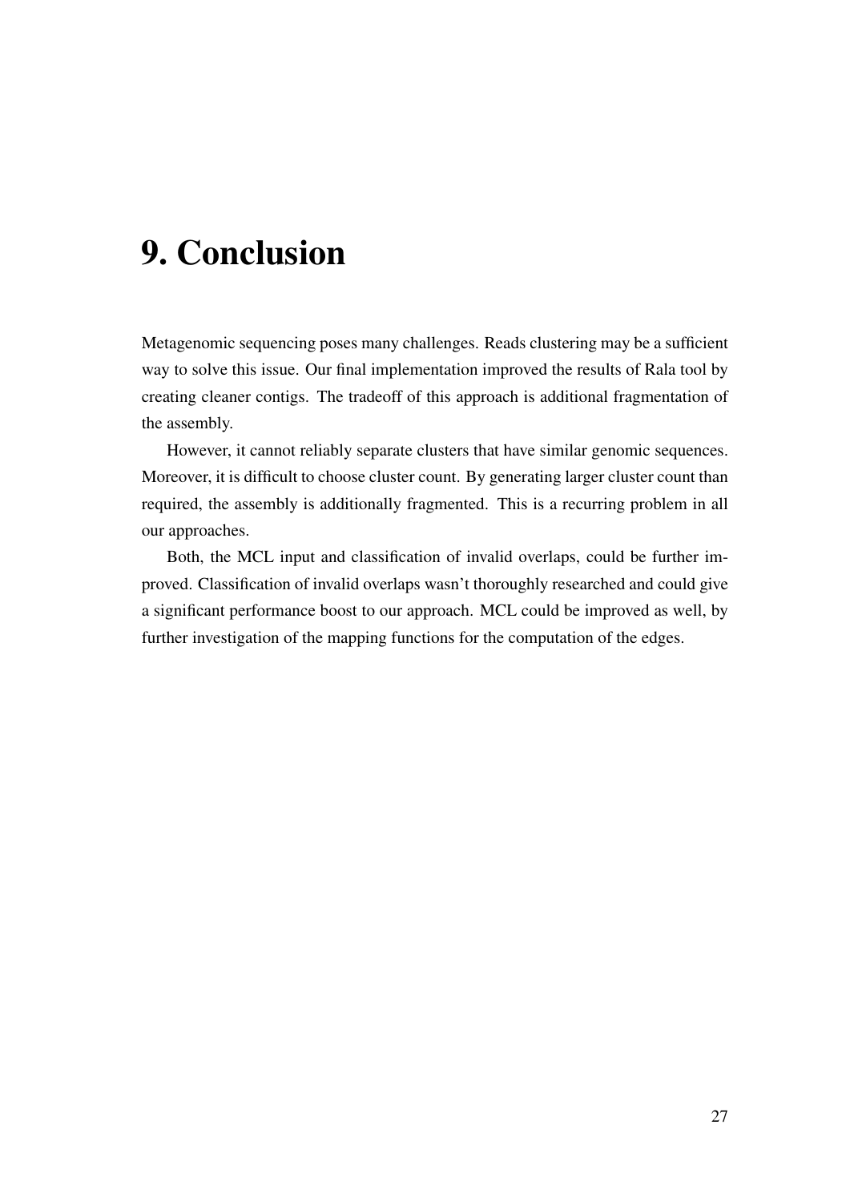# 9. Conclusion

Metagenomic sequencing poses many challenges. Reads clustering may be a sufficient way to solve this issue. Our final implementation improved the results of Rala tool by creating cleaner contigs. The tradeoff of this approach is additional fragmentation of the assembly.

However, it cannot reliably separate clusters that have similar genomic sequences. Moreover, it is difficult to choose cluster count. By generating larger cluster count than required, the assembly is additionally fragmented. This is a recurring problem in all our approaches.

Both, the MCL input and classification of invalid overlaps, could be further improved. Classification of invalid overlaps wasn't thoroughly researched and could give a significant performance boost to our approach. MCL could be improved as well, by further investigation of the mapping functions for the computation of the edges.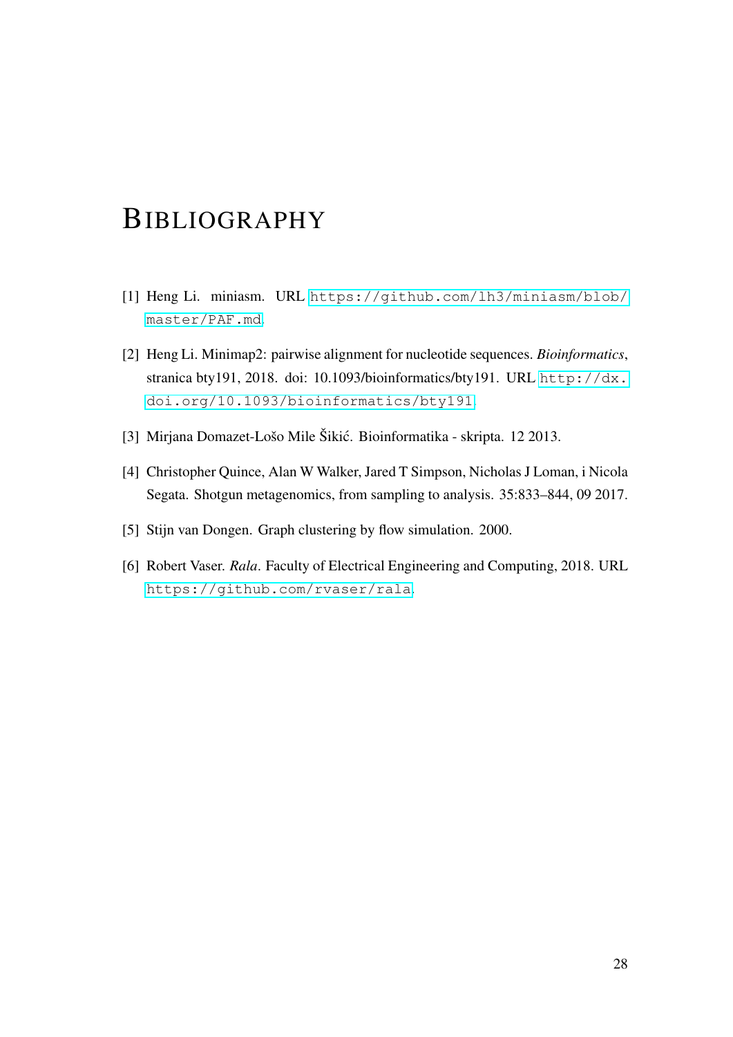# BIBLIOGRAPHY

[1] Heng Li. miniasm. URL https://github.com/lh3/miniasm/blob/master/PAF.md.

[2] Heng Li. Minimap2: pairwise alignment for nucleotide sequences. *Bioinformatics*, stranica bty191, 2018. doi: 10.1093/bioinformatics/bty191. URL http://dx.doi.org/10.1093/bioinformatics/bty191.

[3] Mirjana Domazet-Lošo Mile Šikić. Bioinformatika - skripta. 12 2013.

[4] Christopher Quince, Alan W Walker, Jared T Simpson, Nicholas J Loman, i Nicola Segata. Shotgun metagenomics, from sampling to analysis. 35:833–844, 09 2017.

[5] Stijn van Dongen. Graph clustering by flow simulation. 2000.

[6] Robert Vaser. *Rala*. Faculty of Electrical Engineering and Computing, 2018. URL https://github.com/rvaser/rala.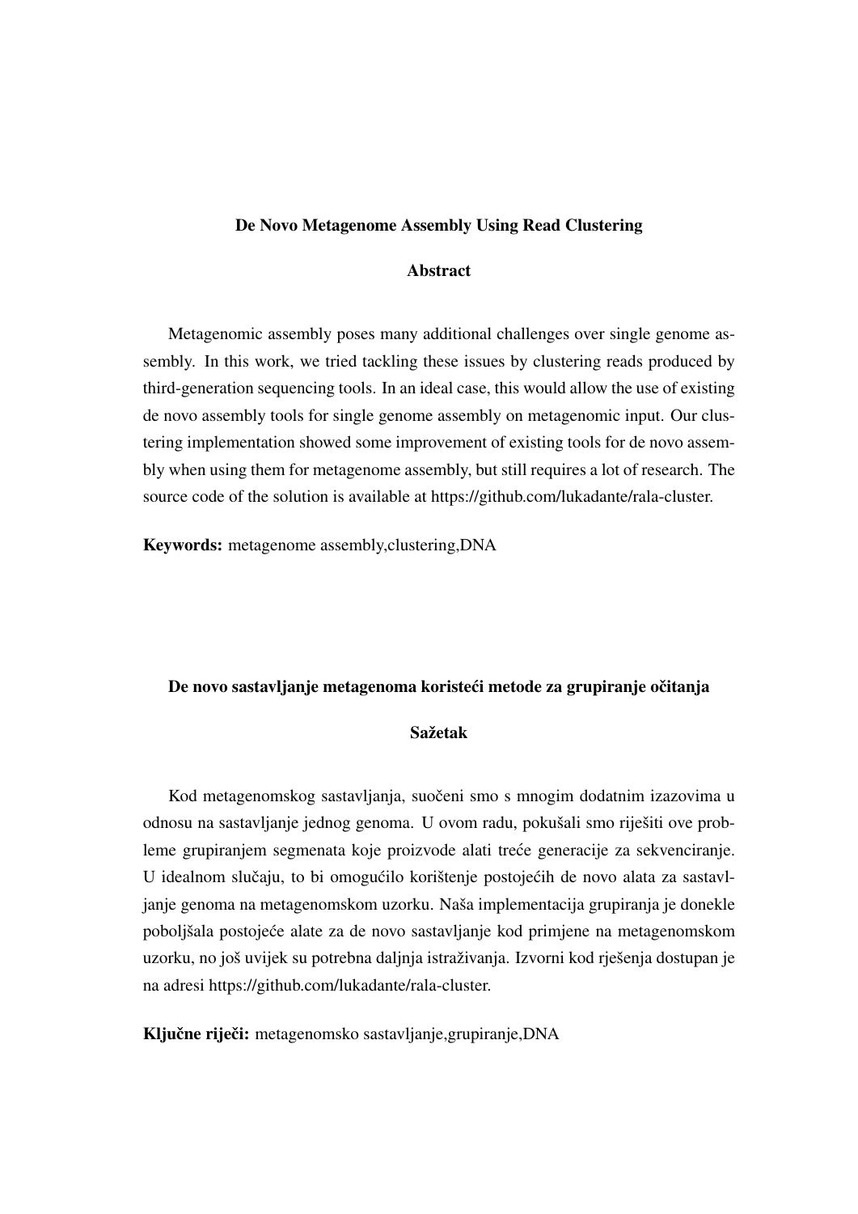## De Novo Metagenome Assembly Using Read Clustering

### Abstract

Metagenomic assembly poses many additional challenges over single genome assembly. In this work, we tried tackling these issues by clustering reads produced by third-generation sequencing tools. In an ideal case, this would allow the use of existing de novo assembly tools for single genome assembly on metagenomic input. Our clustering implementation showed some improvement of existing tools for de novo assembly when using them for metagenome assembly, but still requires a lot of research. The source code of the solution is available at https://github.com/lukadante/rala-cluster.

**Keywords:** metagenome assembly,clustering,DNA

## De novo sastavljanje metagenoma koristeći metode za grupiranje očitanja

### Sažetak

Kod metagenomskog sastavljanja, suočeni smo s mnogim dodatnim izazovima u odnosu na sastavljanje jednog genoma. U ovom radu, pokušali smo riješiti ove probleme grupiranjem segmenata koje proizvode alati treće generacije za sekvenciranje. U idealnom slučaju, to bi omogućilo korištenje postojećih de novo alata za sastavljanje genoma na metagenomskom uzorku. Naša implementacija grupiranja je donekle poboljšala postojeće alate za de novo sastavljanje kod primjene na metagenomskom uzorku, no još uvijek su potrebna daljnja istraživanja. Izvorni kod rješenja dostupan je na adresi https://github.com/lukadante/rala-cluster.

**Ključne riječi:** metagenomsko sastavljanje,grupiranje,DNA